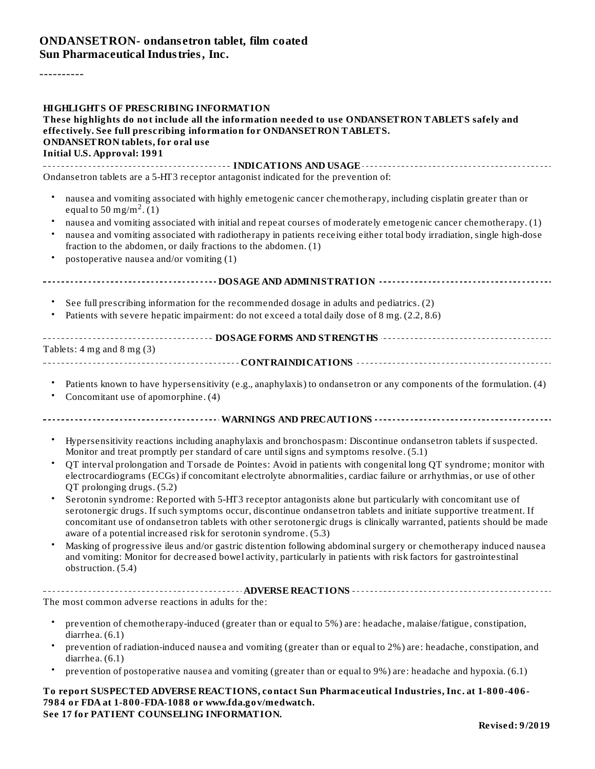# ONDANSETRON- ondansetron tablet, film coated
# Sun Pharmaceutical Industries, Inc.

----------

**HIGHLIGHTS OF PRESCRIBING INFORMATION**
**These highlights do not include all the information needed to use ONDANSETRON TABLETS safely and effectively. See full prescribing information for ONDANSETRON TABLETS.**
**ONDANSETRON tablets, for oral use**
**Initial U.S. Approval: 1991**

## INDICATIONS AND USAGE

Ondansetron tablets are a 5-HT3 receptor antagonist indicated for the prevention of:

- nausea and vomiting associated with highly emetogenic cancer chemotherapy, including cisplatin greater than or equal to 50 $mg/m^2$. (1)
- nausea and vomiting associated with initial and repeat courses of moderately emetogenic cancer chemotherapy. (1)
- nausea and vomiting associated with radiotherapy in patients receiving either total body irradiation, single high-dose fraction to the abdomen, or daily fractions to the abdomen. (1)
- postoperative nausea and/or vomiting (1)

## DOSAGE AND ADMINISTRATION

- See full prescribing information for the recommended dosage in adults and pediatrics. (2)
- Patients with severe hepatic impairment: do not exceed a total daily dose of 8 mg. (2.2, 8.6)

## DOSAGE FORMS AND STRENGTHS

Tablets: 4 mg and 8 mg (3)

## CONTRAINDICATIONS

- Patients known to have hypersensitivity (e.g., anaphylaxis) to ondansetron or any components of the formulation. (4)
- Concomitant use of apomorphine. (4)

## WARNINGS AND PRECAUTIONS

- Hypersensitivity reactions including anaphylaxis and bronchospasm: Discontinue ondansetron tablets if suspected. Monitor and treat promptly per standard of care until signs and symptoms resolve. (5.1)
- QT interval prolongation and Torsade de Pointes: Avoid in patients with congenital long QT syndrome; monitor with electrocardiograms (ECGs) if concomitant electrolyte abnormalities, cardiac failure or arrhythmias, or use of other QT prolonging drugs. (5.2)
- Serotonin syndrome: Reported with 5-HT3 receptor antagonists alone but particularly with concomitant use of serotonergic drugs. If such symptoms occur, discontinue ondansetron tablets and initiate supportive treatment. If concomitant use of ondansetron tablets with other serotonergic drugs is clinically warranted, patients should be made aware of a potential increased risk for serotonin syndrome. (5.3)
- Masking of progressive ileus and/or gastric distention following abdominal surgery or chemotherapy induced nausea and vomiting: Monitor for decreased bowel activity, particularly in patients with risk factors for gastrointestinal obstruction. (5.4)

## ADVERSE REACTIONS

The most common adverse reactions in adults for the:

- prevention of chemotherapy-induced (greater than or equal to 5%) are: headache, malaise/fatigue, constipation, diarrhea. (6.1)
- prevention of radiation-induced nausea and vomiting (greater than or equal to 2%) are: headache, constipation, and diarrhea. (6.1)
- prevention of postoperative nausea and vomiting (greater than or equal to 9%) are: headache and hypoxia. (6.1)

**To report SUSPECTED ADVERSE REACTIONS, contact Sun Pharmaceutical Industries, Inc. at 1-800-406-7984 or FDA at 1-800-FDA-1088 or www.fda.gov/medwatch.**
**See 17 for PATIENT COUNSELING INFORMATION.**

**Revised: 9/2019**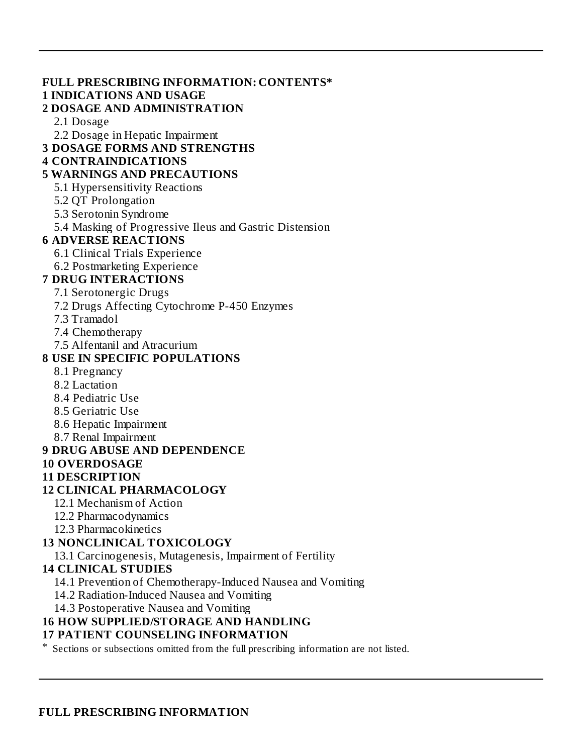---

**FULL PRESCRIBING INFORMATION: CONTENTS***

**1 INDICATIONS AND USAGE**

**2 DOSAGE AND ADMINISTRATION**

- 2.1 Dosage
- 2.2 Dosage in Hepatic Impairment

**3 DOSAGE FORMS AND STRENGTHS**

**4 CONTRAINDICATIONS**

**5 WARNINGS AND PRECAUTIONS**

- 5.1 Hypersensitivity Reactions
- 5.2 QT Prolongation
- 5.3 Serotonin Syndrome
- 5.4 Masking of Progressive Ileus and Gastric Distension

**6 ADVERSE REACTIONS**

- 6.1 Clinical Trials Experience
- 6.2 Postmarketing Experience

**7 DRUG INTERACTIONS**

- 7.1 Serotonergic Drugs
- 7.2 Drugs Affecting Cytochrome P-450 Enzymes
- 7.3 Tramadol
- 7.4 Chemotherapy
- 7.5 Alfentanil and Atracurium

**8 USE IN SPECIFIC POPULATIONS**

- 8.1 Pregnancy
- 8.2 Lactation
- 8.4 Pediatric Use
- 8.5 Geriatric Use
- 8.6 Hepatic Impairment
- 8.7 Renal Impairment

**9 DRUG ABUSE AND DEPENDENCE**

**10 OVERDOSAGE**

**11 DESCRIPTION**

**12 CLINICAL PHARMACOLOGY**

- 12.1 Mechanism of Action
- 12.2 Pharmacodynamics
- 12.3 Pharmacokinetics

**13 NONCLINICAL TOXICOLOGY**

- 13.1 Carcinogenesis, Mutagenesis, Impairment of Fertility

**14 CLINICAL STUDIES**

- 14.1 Prevention of Chemotherapy-Induced Nausea and Vomiting
- 14.2 Radiation-Induced Nausea and Vomiting
- 14.3 Postoperative Nausea and Vomiting

**16 HOW SUPPLIED/STORAGE AND HANDLING**

**17 PATIENT COUNSELING INFORMATION**

* Sections or subsections omitted from the full prescribing information are not listed.

---

**FULL PRESCRIBING INFORMATION**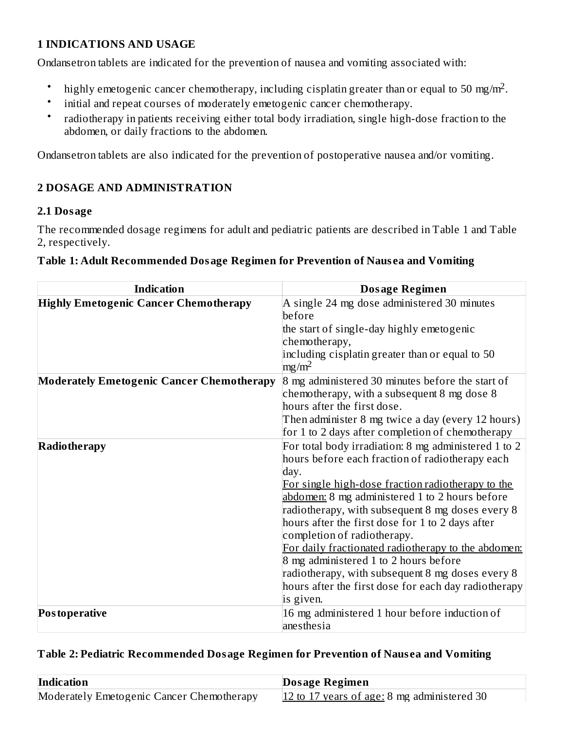## 1 INDICATIONS AND USAGE

Ondansetron tablets are indicated for the prevention of nausea and vomiting associated with:

- highly emetogenic cancer chemotherapy, including cisplatin greater than or equal to 50 mg/m$^2$.
- initial and repeat courses of moderately emetogenic cancer chemotherapy.
- radiotherapy in patients receiving either total body irradiation, single high-dose fraction to the abdomen, or daily fractions to the abdomen.

Ondansetron tablets are also indicated for the prevention of postoperative nausea and/or vomiting.

## 2 DOSAGE AND ADMINISTRATION

### 2.1 Dosage

The recommended dosage regimens for adult and pediatric patients are described in Table 1 and Table 2, respectively.

**Table 1: Adult Recommended Dosage Regimen for Prevention of Nausea and Vomiting**

| Indication | Dosage Regimen |
|---|---|
| **Highly Emetogenic Cancer Chemotherapy** | A single 24 mg dose administered 30 minutes before the start of single-day highly emetogenic chemotherapy, including cisplatin greater than or equal to 50 mg/m$^2$ |
| **Moderately Emetogenic Cancer Chemotherapy** | 8 mg administered 30 minutes before the start of chemotherapy, with a subsequent 8 mg dose 8 hours after the first dose. Then administer 8 mg twice a day (every 12 hours) for 1 to 2 days after completion of chemotherapy |
| **Radiotherapy** | For total body irradiation: 8 mg administered 1 to 2 hours before each fraction of radiotherapy each day. For single high-dose fraction radiotherapy to the abdomen: 8 mg administered 1 to 2 hours before radiotherapy, with subsequent 8 mg doses every 8 hours after the first dose for 1 to 2 days after completion of radiotherapy. For daily fractionated radiotherapy to the abdomen: 8 mg administered 1 to 2 hours before radiotherapy, with subsequent 8 mg doses every 8 hours after the first dose for each day radiotherapy is given. |
| **Postoperative** | 16 mg administered 1 hour before induction of anesthesia |

**Table 2: Pediatric Recommended Dosage Regimen for Prevention of Nausea and Vomiting**

| Indication | Dosage Regimen |
|---|---|
| Moderately Emetogenic Cancer Chemotherapy | 12 to 17 years of age: 8 mg administered 30 |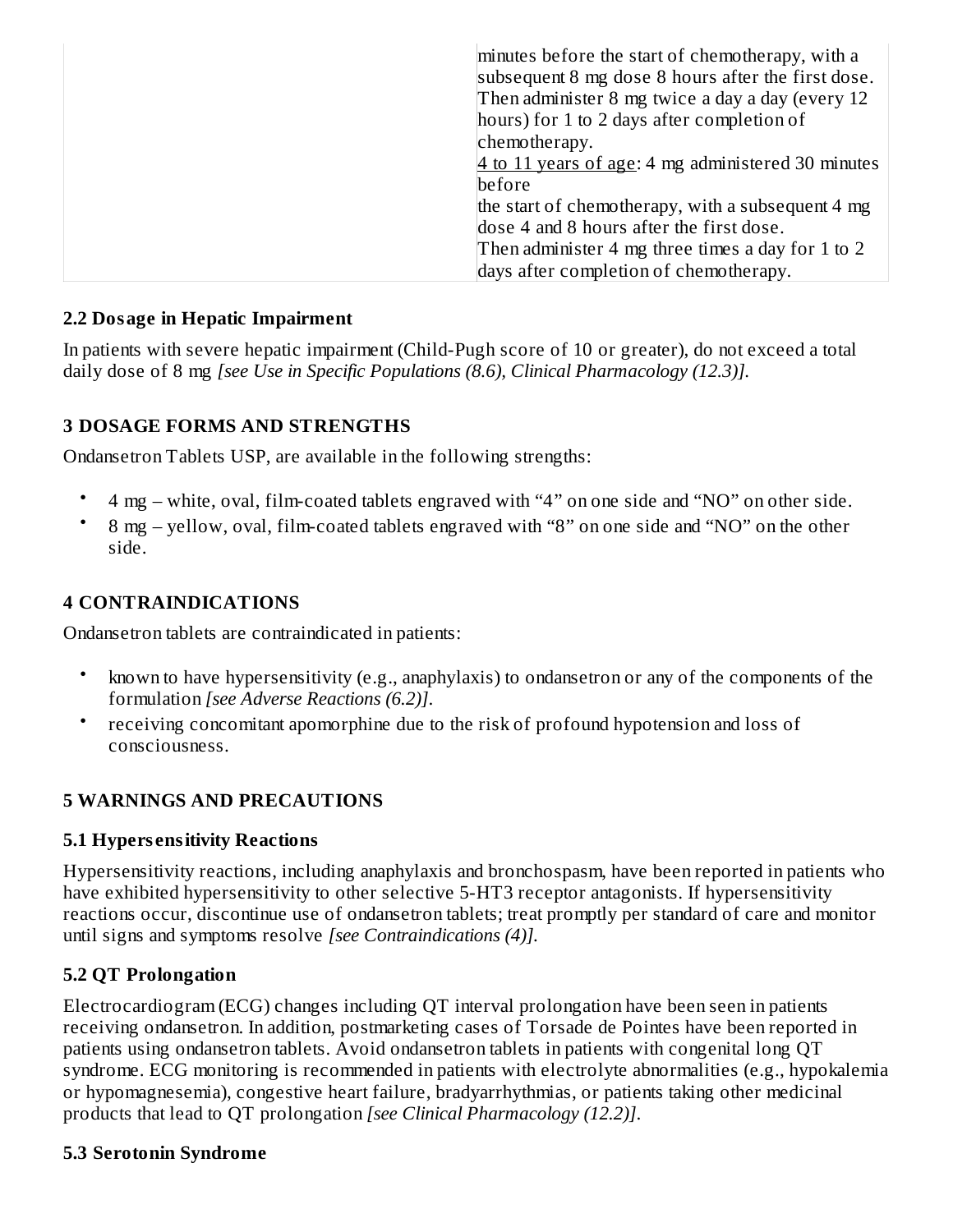| | minutes before the start of chemotherapy, with a subsequent 8 mg dose 8 hours after the first dose. Then administer 8 mg twice a day a day (every 12 hours) for 1 to 2 days after completion of chemotherapy.<br>4 to 11 years of age: 4 mg administered 30 minutes before<br>the start of chemotherapy, with a subsequent 4 mg dose 4 and 8 hours after the first dose.<br>Then administer 4 mg three times a day for 1 to 2 days after completion of chemotherapy. |
|---|---|

### 2.2 Dosage in Hepatic Impairment

In patients with severe hepatic impairment (Child-Pugh score of 10 or greater), do not exceed a total daily dose of 8 mg *[see Use in Specific Populations (8.6), Clinical Pharmacology (12.3)]*.

## 3 DOSAGE FORMS AND STRENGTHS

Ondansetron Tablets USP, are available in the following strengths:

- 4 mg – white, oval, film-coated tablets engraved with "4" on one side and "NO" on other side.
- 8 mg – yellow, oval, film-coated tablets engraved with "8" on one side and "NO" on the other side.

## 4 CONTRAINDICATIONS

Ondansetron tablets are contraindicated in patients:

- known to have hypersensitivity (e.g., anaphylaxis) to ondansetron or any of the components of the formulation *[see Adverse Reactions (6.2)]*.
- receiving concomitant apomorphine due to the risk of profound hypotension and loss of consciousness.

## 5 WARNINGS AND PRECAUTIONS

### 5.1 Hypersensitivity Reactions

Hypersensitivity reactions, including anaphylaxis and bronchospasm, have been reported in patients who have exhibited hypersensitivity to other selective 5-HT3 receptor antagonists. If hypersensitivity reactions occur, discontinue use of ondansetron tablets; treat promptly per standard of care and monitor until signs and symptoms resolve *[see Contraindications (4)]*.

### 5.2 QT Prolongation

Electrocardiogram (ECG) changes including QT interval prolongation have been seen in patients receiving ondansetron. In addition, postmarketing cases of Torsade de Pointes have been reported in patients using ondansetron tablets. Avoid ondansetron tablets in patients with congenital long QT syndrome. ECG monitoring is recommended in patients with electrolyte abnormalities (e.g., hypokalemia or hypomagnesemia), congestive heart failure, bradyarrhythmias, or patients taking other medicinal products that lead to QT prolongation *[see Clinical Pharmacology (12.2)]*.

### 5.3 Serotonin Syndrome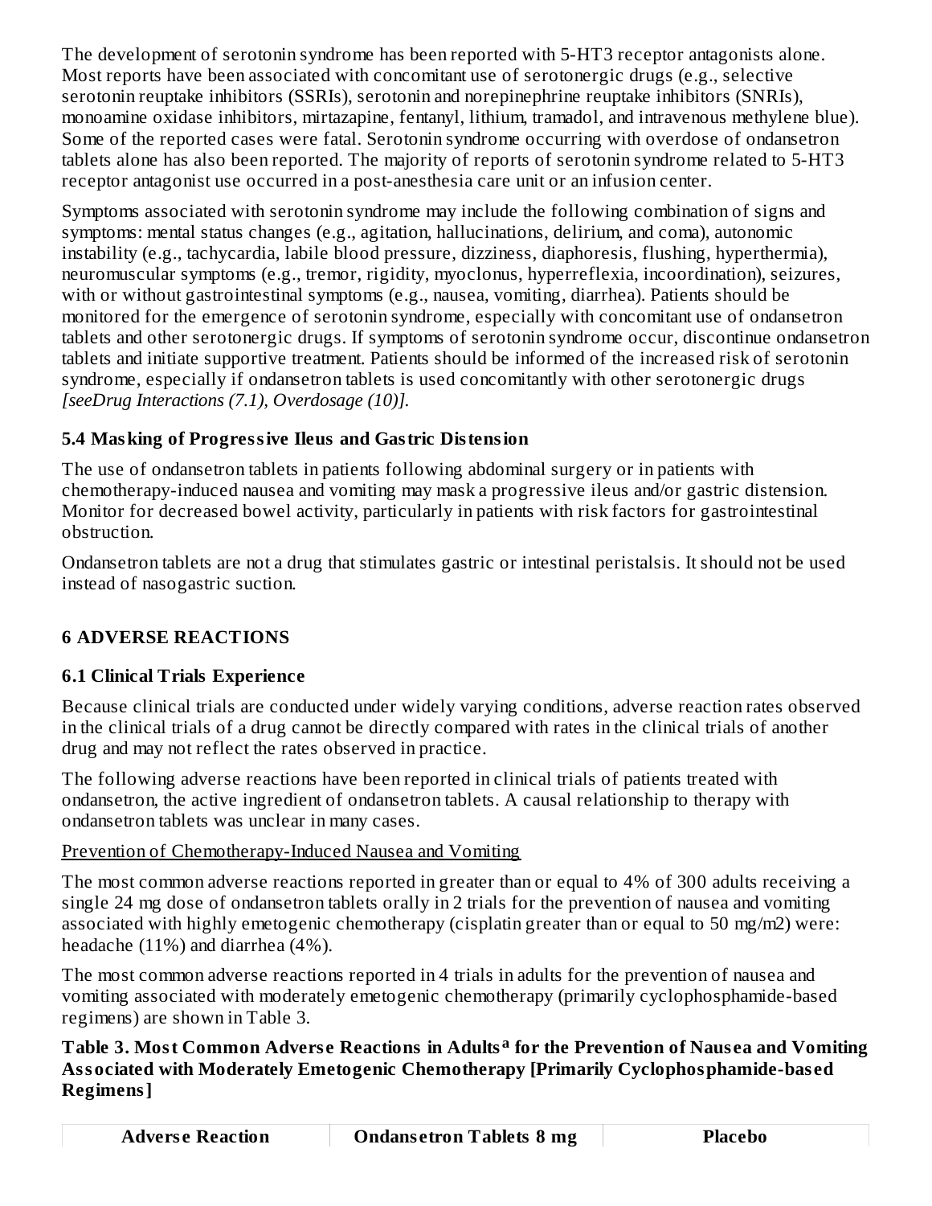The development of serotonin syndrome has been reported with 5-HT3 receptor antagonists alone. Most reports have been associated with concomitant use of serotonergic drugs (e.g., selective serotonin reuptake inhibitors (SSRIs), serotonin and norepinephrine reuptake inhibitors (SNRIs), monoamine oxidase inhibitors, mirtazapine, fentanyl, lithium, tramadol, and intravenous methylene blue). Some of the reported cases were fatal. Serotonin syndrome occurring with overdose of ondansetron tablets alone has also been reported. The majority of reports of serotonin syndrome related to 5-HT3 receptor antagonist use occurred in a post-anesthesia care unit or an infusion center.

Symptoms associated with serotonin syndrome may include the following combination of signs and symptoms: mental status changes (e.g., agitation, hallucinations, delirium, and coma), autonomic instability (e.g., tachycardia, labile blood pressure, dizziness, diaphoresis, flushing, hyperthermia), neuromuscular symptoms (e.g., tremor, rigidity, myoclonus, hyperreflexia, incoordination), seizures, with or without gastrointestinal symptoms (e.g., nausea, vomiting, diarrhea). Patients should be monitored for the emergence of serotonin syndrome, especially with concomitant use of ondansetron tablets and other serotonergic drugs. If symptoms of serotonin syndrome occur, discontinue ondansetron tablets and initiate supportive treatment. Patients should be informed of the increased risk of serotonin syndrome, especially if ondansetron tablets is used concomitantly with other serotonergic drugs *[seeDrug Interactions (7.1), Overdosage (10)].*

### 5.4 Masking of Progressive Ileus and Gastric Distension

The use of ondansetron tablets in patients following abdominal surgery or in patients with chemotherapy-induced nausea and vomiting may mask a progressive ileus and/or gastric distension. Monitor for decreased bowel activity, particularly in patients with risk factors for gastrointestinal obstruction.

Ondansetron tablets are not a drug that stimulates gastric or intestinal peristalsis. It should not be used instead of nasogastric suction.

## 6 ADVERSE REACTIONS

### 6.1 Clinical Trials Experience

Because clinical trials are conducted under widely varying conditions, adverse reaction rates observed in the clinical trials of a drug cannot be directly compared with rates in the clinical trials of another drug and may not reflect the rates observed in practice.

The following adverse reactions have been reported in clinical trials of patients treated with ondansetron, the active ingredient of ondansetron tablets. A causal relationship to therapy with ondansetron tablets was unclear in many cases.

Prevention of Chemotherapy-Induced Nausea and Vomiting

The most common adverse reactions reported in greater than or equal to 4% of 300 adults receiving a single 24 mg dose of ondansetron tablets orally in 2 trials for the prevention of nausea and vomiting associated with highly emetogenic chemotherapy (cisplatin greater than or equal to 50 mg/m2) were: headache (11%) and diarrhea (4%).

The most common adverse reactions reported in 4 trials in adults for the prevention of nausea and vomiting associated with moderately emetogenic chemotherapy (primarily cyclophosphamide-based regimens) are shown in Table 3.

**Table 3. Most Common Adverse Reactions in Adults[a] for the Prevention of Nausea and Vomiting Associated with Moderately Emetogenic Chemotherapy [Primarily Cyclophosphamide-based Regimens]**

| Adverse Reaction | Ondansetron Tablets 8 mg | Placebo |
| --- | --- | --- |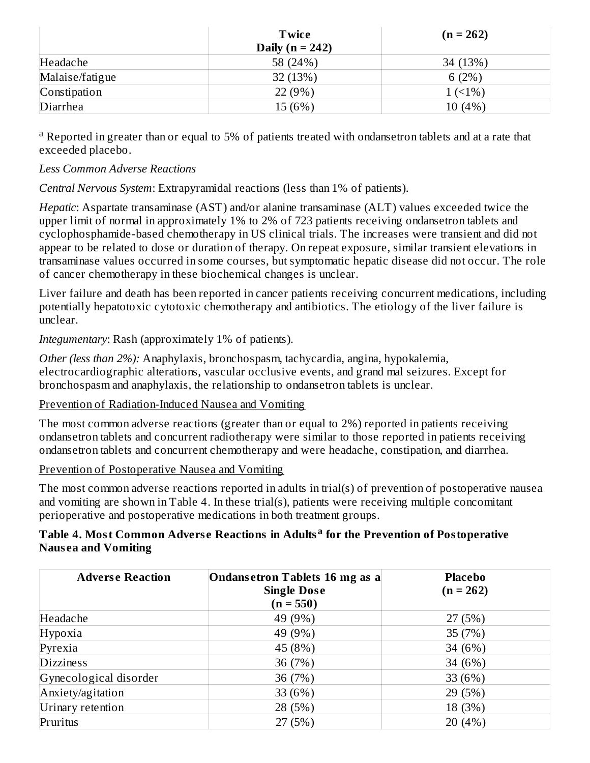| | Twice Daily (n = 242) | (n = 262) |
|---|---|---|
| Headache | 58 (24%) | 34 (13%) |
| Malaise/fatigue | 32 (13%) | 6 (2%) |
| Constipation | 22 (9%) | 1 (<1%) |
| Diarrhea | 15 (6%) | 10 (4%) |

[a] Reported in greater than or equal to 5% of patients treated with ondansetron tablets and at a rate that exceeded placebo.

*Less Common Adverse Reactions*

*Central Nervous System*: Extrapyramidal reactions (less than 1% of patients).

*Hepatic*: Aspartate transaminase (AST) and/or alanine transaminase (ALT) values exceeded twice the upper limit of normal in approximately 1% to 2% of 723 patients receiving ondansetron tablets and cyclophosphamide-based chemotherapy in US clinical trials. The increases were transient and did not appear to be related to dose or duration of therapy. On repeat exposure, similar transient elevations in transaminase values occurred in some courses, but symptomatic hepatic disease did not occur. The role of cancer chemotherapy in these biochemical changes is unclear.

Liver failure and death has been reported in cancer patients receiving concurrent medications, including potentially hepatotoxic cytotoxic chemotherapy and antibiotics. The etiology of the liver failure is unclear.

*Integumentary*: Rash (approximately 1% of patients).

*Other (less than 2%):* Anaphylaxis, bronchospasm, tachycardia, angina, hypokalemia, electrocardiographic alterations, vascular occlusive events, and grand mal seizures. Except for bronchospasm and anaphylaxis, the relationship to ondansetron tablets is unclear.

Prevention of Radiation-Induced Nausea and Vomiting

The most common adverse reactions (greater than or equal to 2%) reported in patients receiving ondansetron tablets and concurrent radiotherapy were similar to those reported in patients receiving ondansetron tablets and concurrent chemotherapy and were headache, constipation, and diarrhea.

Prevention of Postoperative Nausea and Vomiting

The most common adverse reactions reported in adults in trial(s) of prevention of postoperative nausea and vomiting are shown in Table 4. In these trial(s), patients were receiving multiple concomitant perioperative and postoperative medications in both treatment groups.

**Table 4. Most Common Adverse Reactions in Adults[a] for the Prevention of Postoperative Nausea and Vomiting**

| Adverse Reaction | Ondansetron Tablets 16 mg as a Single Dose (n = 550) | Placebo (n = 262) |
|---|---|---|
| Headache | 49 (9%) | 27 (5%) |
| Hypoxia | 49 (9%) | 35 (7%) |
| Pyrexia | 45 (8%) | 34 (6%) |
| Dizziness | 36 (7%) | 34 (6%) |
| Gynecological disorder | 36 (7%) | 33 (6%) |
| Anxiety/agitation | 33 (6%) | 29 (5%) |
| Urinary retention | 28 (5%) | 18 (3%) |
| Pruritus | 27 (5%) | 20 (4%) |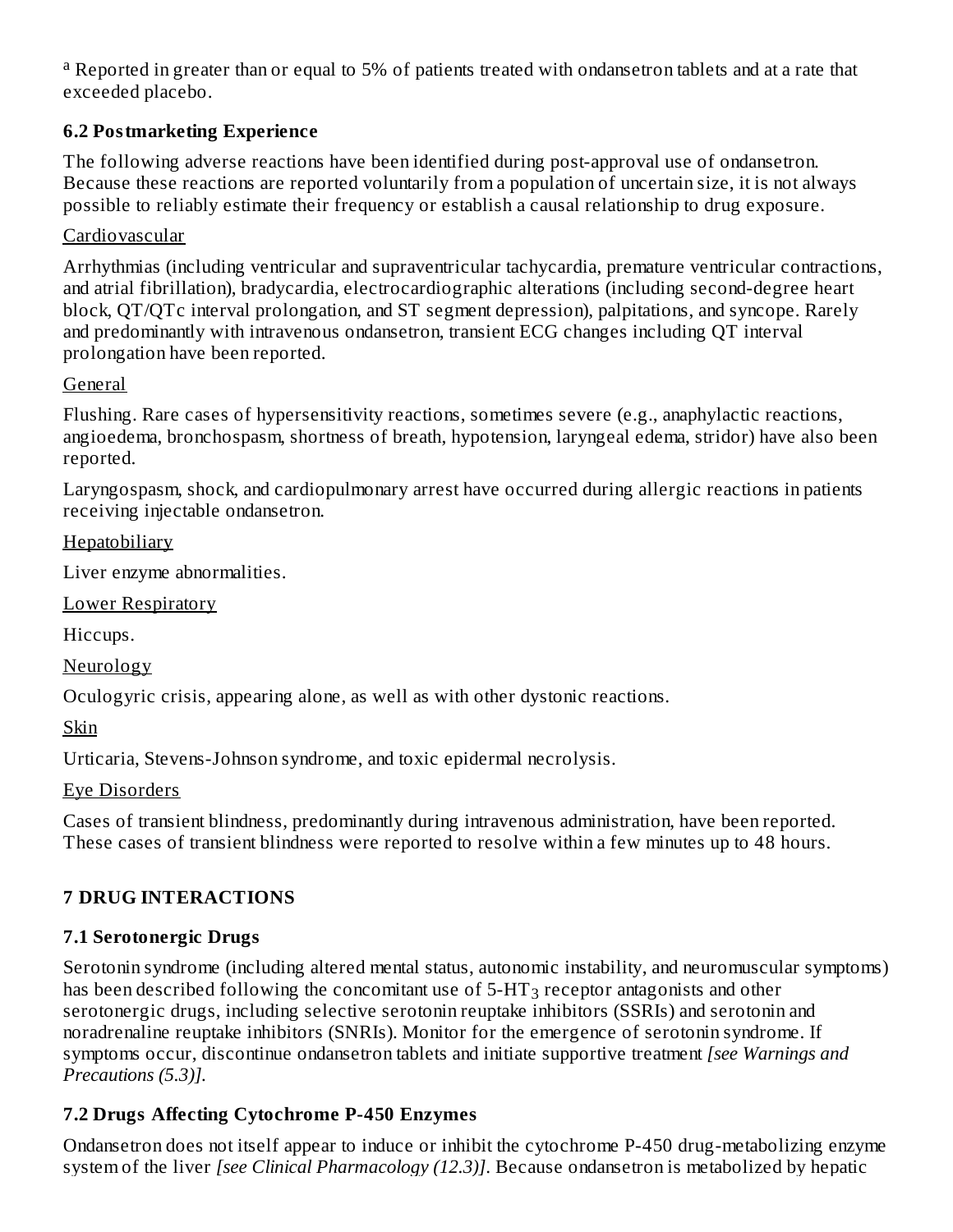[a] Reported in greater than or equal to 5% of patients treated with ondansetron tablets and at a rate that exceeded placebo.

### 6.2 Postmarketing Experience

The following adverse reactions have been identified during post-approval use of ondansetron. Because these reactions are reported voluntarily from a population of uncertain size, it is not always possible to reliably estimate their frequency or establish a causal relationship to drug exposure.

Cardiovascular

Arrhythmias (including ventricular and supraventricular tachycardia, premature ventricular contractions, and atrial fibrillation), bradycardia, electrocardiographic alterations (including second-degree heart block, QT/QTc interval prolongation, and ST segment depression), palpitations, and syncope. Rarely and predominantly with intravenous ondansetron, transient ECG changes including QT interval prolongation have been reported.

General

Flushing. Rare cases of hypersensitivity reactions, sometimes severe (e.g., anaphylactic reactions, angioedema, bronchospasm, shortness of breath, hypotension, laryngeal edema, stridor) have also been reported.

Laryngospasm, shock, and cardiopulmonary arrest have occurred during allergic reactions in patients receiving injectable ondansetron.

Hepatobiliary

Liver enzyme abnormalities.

Lower Respiratory

Hiccups.

Neurology

Oculogyric crisis, appearing alone, as well as with other dystonic reactions.

Skin

Urticaria, Stevens-Johnson syndrome, and toxic epidermal necrolysis.

Eye Disorders

Cases of transient blindness, predominantly during intravenous administration, have been reported. These cases of transient blindness were reported to resolve within a few minutes up to 48 hours.

## 7 DRUG INTERACTIONS

### 7.1 Serotonergic Drugs

Serotonin syndrome (including altered mental status, autonomic instability, and neuromuscular symptoms) has been described following the concomitant use of 5-$HT_3$ receptor antagonists and other serotonergic drugs, including selective serotonin reuptake inhibitors (SSRIs) and serotonin and noradrenaline reuptake inhibitors (SNRIs). Monitor for the emergence of serotonin syndrome. If symptoms occur, discontinue ondansetron tablets and initiate supportive treatment *[see Warnings and Precautions (5.3)]*.

### 7.2 Drugs Affecting Cytochrome P-450 Enzymes

Ondansetron does not itself appear to induce or inhibit the cytochrome P-450 drug-metabolizing enzyme system of the liver *[see Clinical Pharmacology (12.3)]*. Because ondansetron is metabolized by hepatic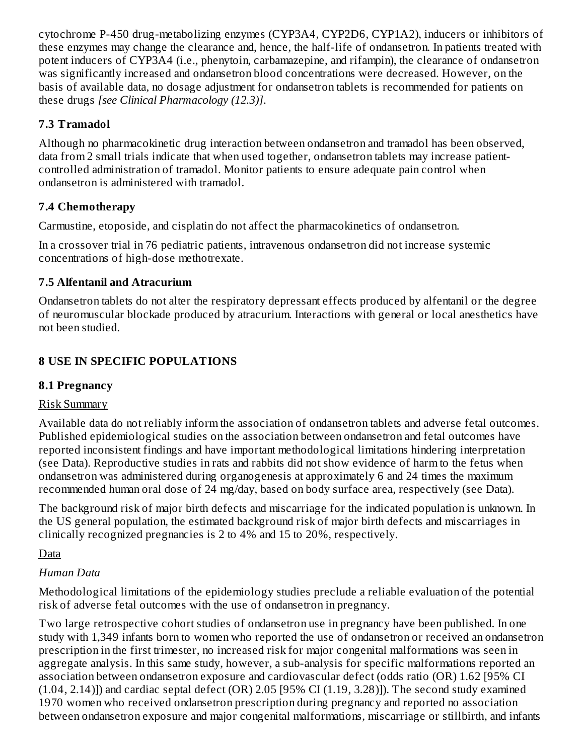cytochrome P-450 drug-metabolizing enzymes (CYP3A4, CYP2D6, CYP1A2), inducers or inhibitors of these enzymes may change the clearance and, hence, the half-life of ondansetron. In patients treated with potent inducers of CYP3A4 (i.e., phenytoin, carbamazepine, and rifampin), the clearance of ondansetron was significantly increased and ondansetron blood concentrations were decreased. However, on the basis of available data, no dosage adjustment for ondansetron tablets is recommended for patients on these drugs *[see Clinical Pharmacology (12.3)]*.

### 7.3 Tramadol

Although no pharmacokinetic drug interaction between ondansetron and tramadol has been observed, data from 2 small trials indicate that when used together, ondansetron tablets may increase patient-controlled administration of tramadol. Monitor patients to ensure adequate pain control when ondansetron is administered with tramadol.

### 7.4 Chemotherapy

Carmustine, etoposide, and cisplatin do not affect the pharmacokinetics of ondansetron.

In a crossover trial in 76 pediatric patients, intravenous ondansetron did not increase systemic concentrations of high-dose methotrexate.

### 7.5 Alfentanil and Atracurium

Ondansetron tablets do not alter the respiratory depressant effects produced by alfentanil or the degree of neuromuscular blockade produced by atracurium. Interactions with general or local anesthetics have not been studied.

## 8 USE IN SPECIFIC POPULATIONS

### 8.1 Pregnancy

Risk Summary

Available data do not reliably inform the association of ondansetron tablets and adverse fetal outcomes. Published epidemiological studies on the association between ondansetron and fetal outcomes have reported inconsistent findings and have important methodological limitations hindering interpretation (see Data). Reproductive studies in rats and rabbits did not show evidence of harm to the fetus when ondansetron was administered during organogenesis at approximately 6 and 24 times the maximum recommended human oral dose of 24 mg/day, based on body surface area, respectively (see Data).

The background risk of major birth defects and miscarriage for the indicated population is unknown. In the US general population, the estimated background risk of major birth defects and miscarriages in clinically recognized pregnancies is 2 to 4% and 15 to 20%, respectively.

Data

*Human Data*

Methodological limitations of the epidemiology studies preclude a reliable evaluation of the potential risk of adverse fetal outcomes with the use of ondansetron in pregnancy.

Two large retrospective cohort studies of ondansetron use in pregnancy have been published. In one study with 1,349 infants born to women who reported the use of ondansetron or received an ondansetron prescription in the first trimester, no increased risk for major congenital malformations was seen in aggregate analysis. In this same study, however, a sub-analysis for specific malformations reported an association between ondansetron exposure and cardiovascular defect (odds ratio (OR) 1.62 [95% CI (1.04, 2.14)]) and cardiac septal defect (OR) 2.05 [95% CI (1.19, 3.28)]). The second study examined 1970 women who received ondansetron prescription during pregnancy and reported no association between ondansetron exposure and major congenital malformations, miscarriage or stillbirth, and infants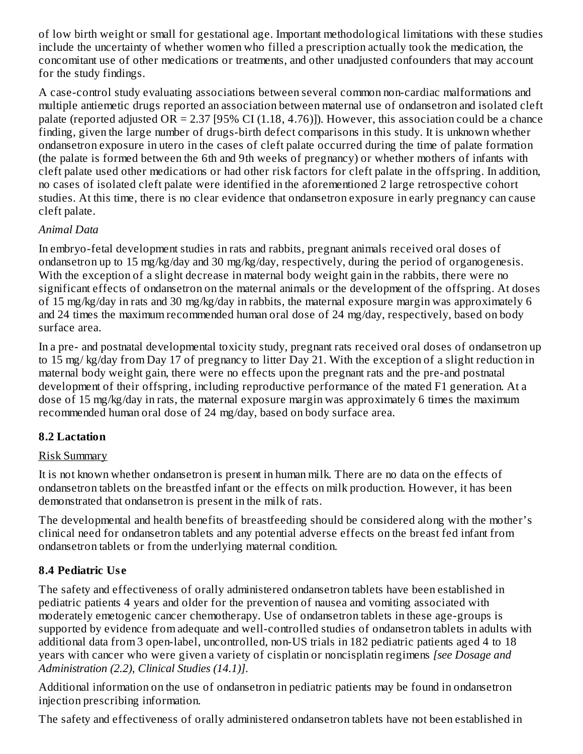of low birth weight or small for gestational age. Important methodological limitations with these studies include the uncertainty of whether women who filled a prescription actually took the medication, the concomitant use of other medications or treatments, and other unadjusted confounders that may account for the study findings.

A case-control study evaluating associations between several common non-cardiac malformations and multiple antiemetic drugs reported an association between maternal use of ondansetron and isolated cleft palate (reported adjusted OR = 2.37 [95% CI (1.18, 4.76)]). However, this association could be a chance finding, given the large number of drugs-birth defect comparisons in this study. It is unknown whether ondansetron exposure in utero in the cases of cleft palate occurred during the time of palate formation (the palate is formed between the 6th and 9th weeks of pregnancy) or whether mothers of infants with cleft palate used other medications or had other risk factors for cleft palate in the offspring. In addition, no cases of isolated cleft palate were identified in the aforementioned 2 large retrospective cohort studies. At this time, there is no clear evidence that ondansetron exposure in early pregnancy can cause cleft palate.

*Animal Data*

In embryo-fetal development studies in rats and rabbits, pregnant animals received oral doses of ondansetron up to 15 mg/kg/day and 30 mg/kg/day, respectively, during the period of organogenesis. With the exception of a slight decrease in maternal body weight gain in the rabbits, there were no significant effects of ondansetron on the maternal animals or the development of the offspring. At doses of 15 mg/kg/day in rats and 30 mg/kg/day in rabbits, the maternal exposure margin was approximately 6 and 24 times the maximum recommended human oral dose of 24 mg/day, respectively, based on body surface area.

In a pre- and postnatal developmental toxicity study, pregnant rats received oral doses of ondansetron up to 15 mg/ kg/day from Day 17 of pregnancy to litter Day 21. With the exception of a slight reduction in maternal body weight gain, there were no effects upon the pregnant rats and the pre-and postnatal development of their offspring, including reproductive performance of the mated F1 generation. At a dose of 15 mg/kg/day in rats, the maternal exposure margin was approximately 6 times the maximum recommended human oral dose of 24 mg/day, based on body surface area.

### 8.2 Lactation

Risk Summary

It is not known whether ondansetron is present in human milk. There are no data on the effects of ondansetron tablets on the breastfed infant or the effects on milk production. However, it has been demonstrated that ondansetron is present in the milk of rats.

The developmental and health benefits of breastfeeding should be considered along with the mother's clinical need for ondansetron tablets and any potential adverse effects on the breast fed infant from ondansetron tablets or from the underlying maternal condition.

### 8.4 Pediatric Use

The safety and effectiveness of orally administered ondansetron tablets have been established in pediatric patients 4 years and older for the prevention of nausea and vomiting associated with moderately emetogenic cancer chemotherapy. Use of ondansetron tablets in these age-groups is supported by evidence from adequate and well-controlled studies of ondansetron tablets in adults with additional data from 3 open-label, uncontrolled, non-US trials in 182 pediatric patients aged 4 to 18 years with cancer who were given a variety of cisplatin or noncisplatin regimens *[see Dosage and Administration (2.2), Clinical Studies (14.1)]*.

Additional information on the use of ondansetron in pediatric patients may be found in ondansetron injection prescribing information.

The safety and effectiveness of orally administered ondansetron tablets have not been established in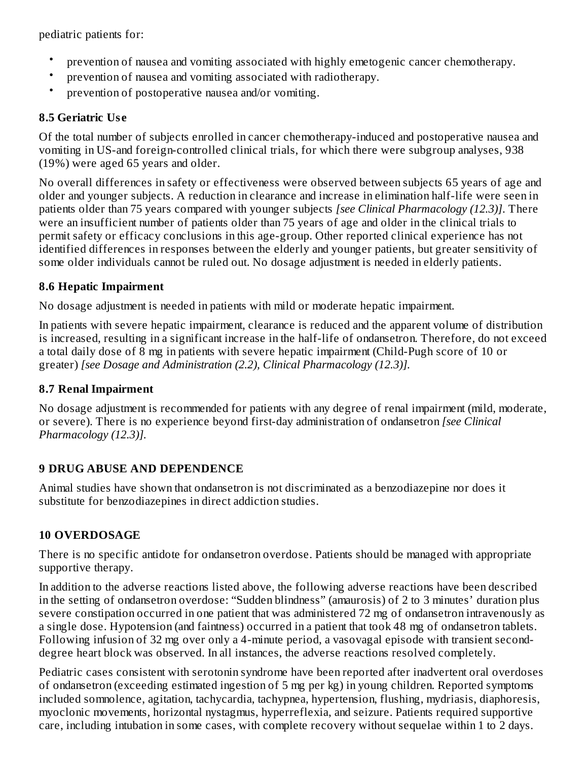pediatric patients for:

- prevention of nausea and vomiting associated with highly emetogenic cancer chemotherapy.
- prevention of nausea and vomiting associated with radiotherapy.
- prevention of postoperative nausea and/or vomiting.

### 8.5 Geriatric Use

Of the total number of subjects enrolled in cancer chemotherapy-induced and postoperative nausea and vomiting in US-and foreign-controlled clinical trials, for which there were subgroup analyses, 938 (19%) were aged 65 years and older.

No overall differences in safety or effectiveness were observed between subjects 65 years of age and older and younger subjects. A reduction in clearance and increase in elimination half-life were seen in patients older than 75 years compared with younger subjects *[see Clinical Pharmacology (12.3)]*. There were an insufficient number of patients older than 75 years of age and older in the clinical trials to permit safety or efficacy conclusions in this age-group. Other reported clinical experience has not identified differences in responses between the elderly and younger patients, but greater sensitivity of some older individuals cannot be ruled out. No dosage adjustment is needed in elderly patients.

### 8.6 Hepatic Impairment

No dosage adjustment is needed in patients with mild or moderate hepatic impairment.

In patients with severe hepatic impairment, clearance is reduced and the apparent volume of distribution is increased, resulting in a significant increase in the half-life of ondansetron. Therefore, do not exceed a total daily dose of 8 mg in patients with severe hepatic impairment (Child-Pugh score of 10 or greater) *[see Dosage and Administration (2.2), Clinical Pharmacology (12.3)]*.

### 8.7 Renal Impairment

No dosage adjustment is recommended for patients with any degree of renal impairment (mild, moderate, or severe). There is no experience beyond first-day administration of ondansetron *[see Clinical Pharmacology (12.3)]*.

## 9 DRUG ABUSE AND DEPENDENCE

Animal studies have shown that ondansetron is not discriminated as a benzodiazepine nor does it substitute for benzodiazepines in direct addiction studies.

## 10 OVERDOSAGE

There is no specific antidote for ondansetron overdose. Patients should be managed with appropriate supportive therapy.

In addition to the adverse reactions listed above, the following adverse reactions have been described in the setting of ondansetron overdose: "Sudden blindness" (amaurosis) of 2 to 3 minutes' duration plus severe constipation occurred in one patient that was administered 72 mg of ondansetron intravenously as a single dose. Hypotension (and faintness) occurred in a patient that took 48 mg of ondansetron tablets. Following infusion of 32 mg over only a 4-minute period, a vasovagal episode with transient second-degree heart block was observed. In all instances, the adverse reactions resolved completely.

Pediatric cases consistent with serotonin syndrome have been reported after inadvertent oral overdoses of ondansetron (exceeding estimated ingestion of 5 mg per kg) in young children. Reported symptoms included somnolence, agitation, tachycardia, tachypnea, hypertension, flushing, mydriasis, diaphoresis, myoclonic movements, horizontal nystagmus, hyperreflexia, and seizure. Patients required supportive care, including intubation in some cases, with complete recovery without sequelae within 1 to 2 days.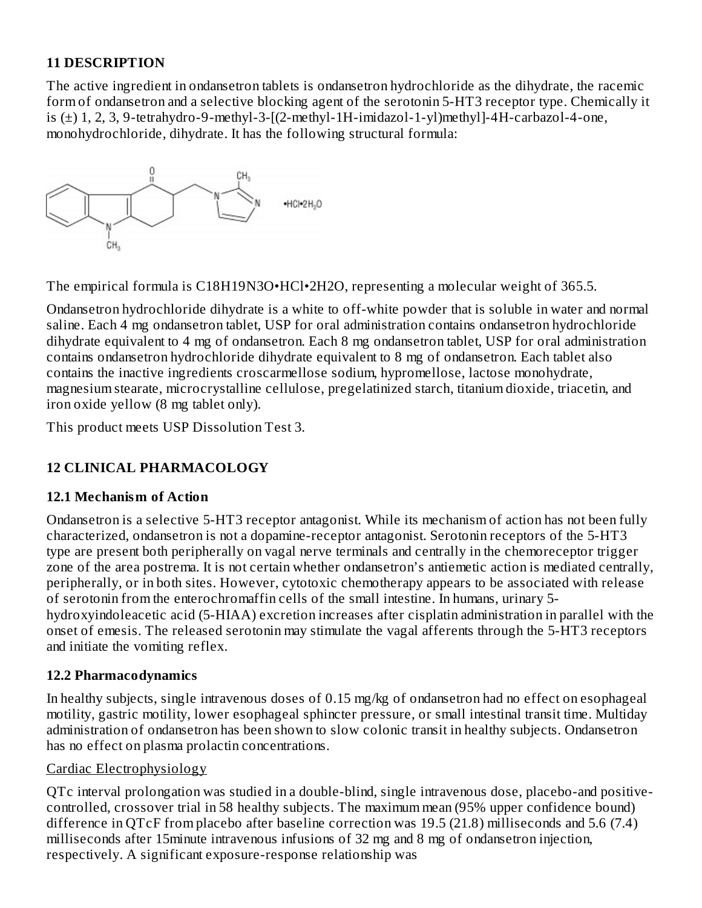## 11 DESCRIPTION

The active ingredient in ondansetron tablets is ondansetron hydrochloride as the dihydrate, the racemic form of ondansetron and a selective blocking agent of the serotonin 5-HT3 receptor type. Chemically it is (±) 1, 2, 3, 9-tetrahydro-9-methyl-3-[(2-methyl-1H-imidazol-1-yl)methyl]-4H-carbazol-4-one, monohydrochloride, dihydrate. It has the following structural formula:

The empirical formula is $C_{18}H_{19}N_3O•HCl•2H_2O$, representing a molecular weight of 365.5.

Ondansetron hydrochloride dihydrate is a white to off-white powder that is soluble in water and normal saline. Each 4 mg ondansetron tablet, USP for oral administration contains ondansetron hydrochloride dihydrate equivalent to 4 mg of ondansetron. Each 8 mg ondansetron tablet, USP for oral administration contains ondansetron hydrochloride dihydrate equivalent to 8 mg of ondansetron. Each tablet also contains the inactive ingredients croscarmellose sodium, hypromellose, lactose monohydrate, magnesium stearate, microcrystalline cellulose, pregelatinized starch, titanium dioxide, triacetin, and iron oxide yellow (8 mg tablet only).

This product meets USP Dissolution Test 3.

## 12 CLINICAL PHARMACOLOGY

### 12.1 Mechanism of Action

Ondansetron is a selective 5-HT3 receptor antagonist. While its mechanism of action has not been fully characterized, ondansetron is not a dopamine-receptor antagonist. Serotonin receptors of the 5-HT3 type are present both peripherally on vagal nerve terminals and centrally in the chemoreceptor trigger zone of the area postrema. It is not certain whether ondansetron's antiemetic action is mediated centrally, peripherally, or in both sites. However, cytotoxic chemotherapy appears to be associated with release of serotonin from the enterochromaffin cells of the small intestine. In humans, urinary 5-hydroxyindoleacetic acid (5-HIAA) excretion increases after cisplatin administration in parallel with the onset of emesis. The released serotonin may stimulate the vagal afferents through the 5-HT3 receptors and initiate the vomiting reflex.

### 12.2 Pharmacodynamics

In healthy subjects, single intravenous doses of 0.15 mg/kg of ondansetron had no effect on esophageal motility, gastric motility, lower esophageal sphincter pressure, or small intestinal transit time. Multiday administration of ondansetron has been shown to slow colonic transit in healthy subjects. Ondansetron has no effect on plasma prolactin concentrations.

Cardiac Electrophysiology

QTc interval prolongation was studied in a double-blind, single intravenous dose, placebo-and positive-controlled, crossover trial in 58 healthy subjects. The maximum mean (95% upper confidence bound) difference in QTcF from placebo after baseline correction was 19.5 (21.8) milliseconds and 5.6 (7.4) milliseconds after 15minute intravenous infusions of 32 mg and 8 mg of ondansetron injection, respectively. A significant exposure-response relationship was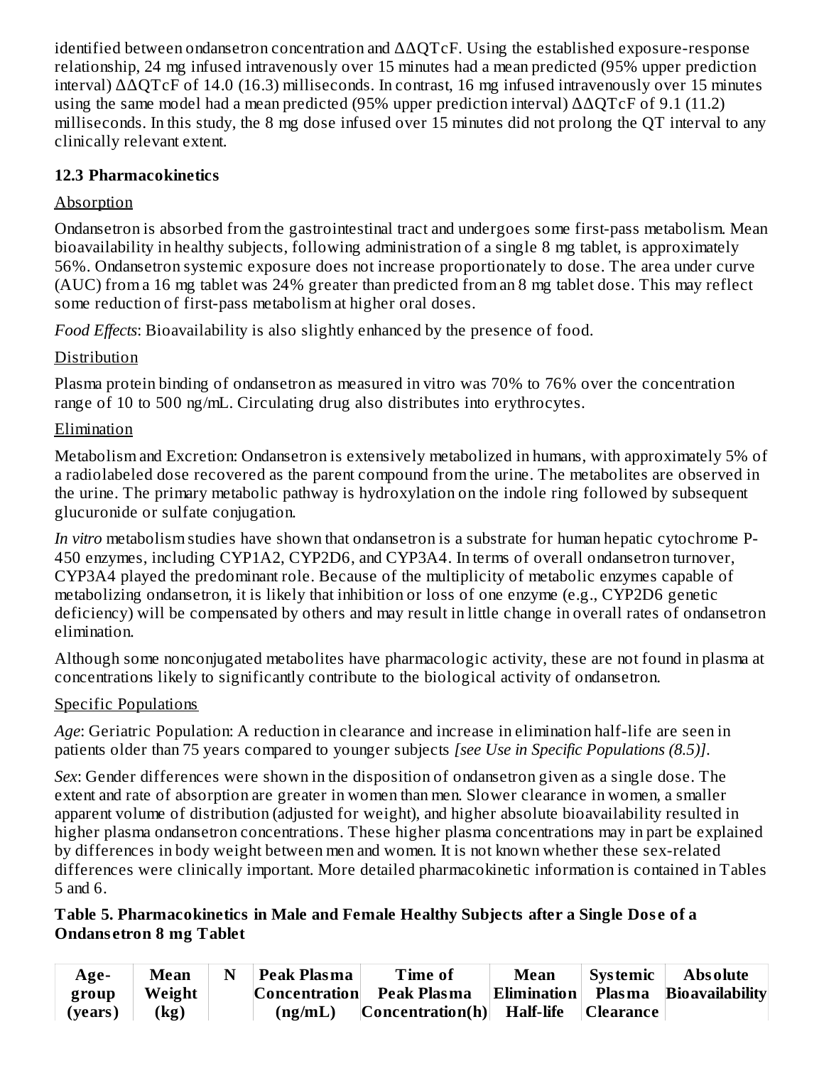identified between ondansetron concentration and ΔΔQTcF. Using the established exposure-response relationship, 24 mg infused intravenously over 15 minutes had a mean predicted (95% upper prediction interval) ΔΔQTcF of 14.0 (16.3) milliseconds. In contrast, 16 mg infused intravenously over 15 minutes using the same model had a mean predicted (95% upper prediction interval) ΔΔQTcF of 9.1 (11.2) milliseconds. In this study, the 8 mg dose infused over 15 minutes did not prolong the QT interval to any clinically relevant extent.

### 12.3 Pharmacokinetics

Absorption

Ondansetron is absorbed from the gastrointestinal tract and undergoes some first-pass metabolism. Mean bioavailability in healthy subjects, following administration of a single 8 mg tablet, is approximately 56%. Ondansetron systemic exposure does not increase proportionately to dose. The area under curve (AUC) from a 16 mg tablet was 24% greater than predicted from an 8 mg tablet dose. This may reflect some reduction of first-pass metabolism at higher oral doses.

*Food Effects*: Bioavailability is also slightly enhanced by the presence of food.

Distribution

Plasma protein binding of ondansetron as measured in vitro was 70% to 76% over the concentration range of 10 to 500 ng/mL. Circulating drug also distributes into erythrocytes.

Elimination

Metabolism and Excretion: Ondansetron is extensively metabolized in humans, with approximately 5% of a radiolabeled dose recovered as the parent compound from the urine. The metabolites are observed in the urine. The primary metabolic pathway is hydroxylation on the indole ring followed by subsequent glucuronide or sulfate conjugation.

*In vitro* metabolism studies have shown that ondansetron is a substrate for human hepatic cytochrome P-450 enzymes, including CYP1A2, CYP2D6, and CYP3A4. In terms of overall ondansetron turnover, CYP3A4 played the predominant role. Because of the multiplicity of metabolic enzymes capable of metabolizing ondansetron, it is likely that inhibition or loss of one enzyme (e.g., CYP2D6 genetic deficiency) will be compensated by others and may result in little change in overall rates of ondansetron elimination.

Although some nonconjugated metabolites have pharmacologic activity, these are not found in plasma at concentrations likely to significantly contribute to the biological activity of ondansetron.

Specific Populations

*Age*: Geriatric Population: A reduction in clearance and increase in elimination half-life are seen in patients older than 75 years compared to younger subjects *[see Use in Specific Populations (8.5)]*.

*Sex*: Gender differences were shown in the disposition of ondansetron given as a single dose. The extent and rate of absorption are greater in women than men. Slower clearance in women, a smaller apparent volume of distribution (adjusted for weight), and higher absolute bioavailability resulted in higher plasma ondansetron concentrations. These higher plasma concentrations may in part be explained by differences in body weight between men and women. It is not known whether these sex-related differences were clinically important. More detailed pharmacokinetic information is contained in Tables 5 and 6.

**Table 5. Pharmacokinetics in Male and Female Healthy Subjects after a Single Dose of a Ondansetron 8 mg Tablet**

| Age-group (years) | Mean Weight (kg) | N | Peak Plasma Concentration (ng/mL) | Time of Peak Plasma Concentration(h) | Mean Elimination Half-life | Systemic Plasma Clearance | Absolute Bioavailability |
|---|---|---|---|---|---|---|---|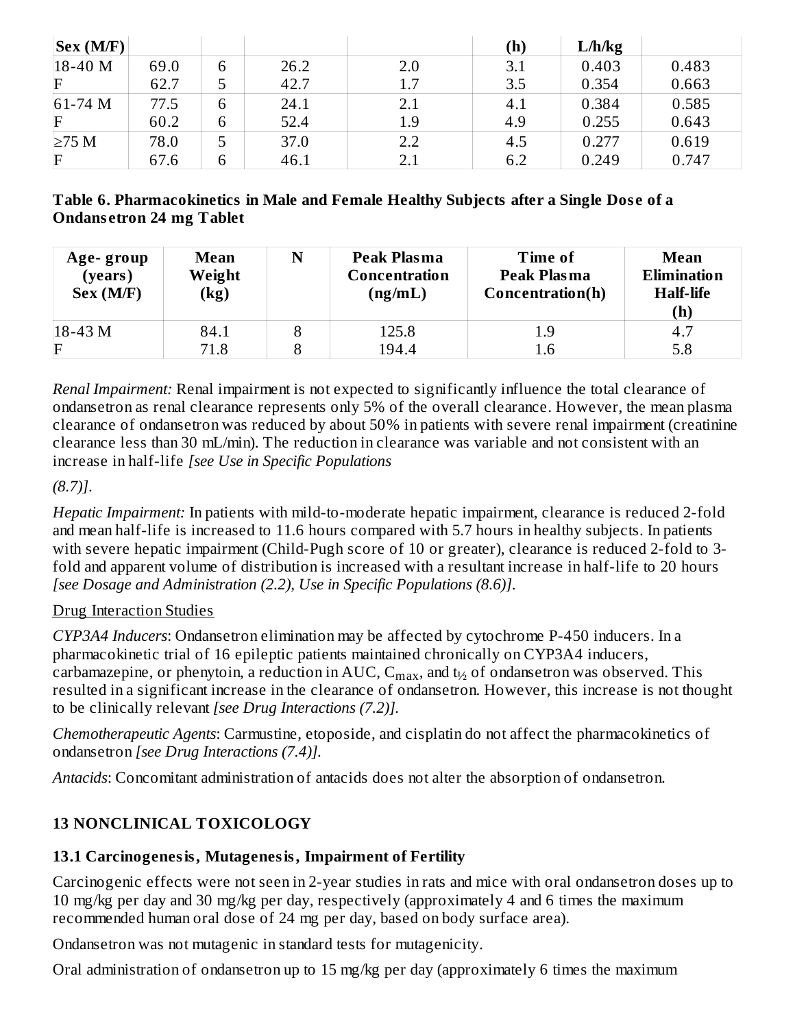| Sex (M/F) | | | | | (h) | L/h/kg | |
|---|---|---|---|---|---|---|---|
| 18-40 M | 69.0 | 6 | 26.2 | 2.0 | 3.1 | 0.403 | 0.483 |
| F | 62.7 | 5 | 42.7 | 1.7 | 3.5 | 0.354 | 0.663 |
| 61-74 M | 77.5 | 6 | 24.1 | 2.1 | 4.1 | 0.384 | 0.585 |
| F | 60.2 | 6 | 52.4 | 1.9 | 4.9 | 0.255 | 0.643 |
| ≥75 M | 78.0 | 5 | 37.0 | 2.2 | 4.5 | 0.277 | 0.619 |
| F | 67.6 | 6 | 46.1 | 2.1 | 6.2 | 0.249 | 0.747 |

**Table 6. Pharmacokinetics in Male and Female Healthy Subjects after a Single Dose of a Ondansetron 24 mg Tablet**

| Age- group (years) Sex (M/F) | Mean Weight (kg) | N | Peak Plasma Concentration (ng/mL) | Time of Peak Plasma Concentration(h) | Mean Elimination Half-life (h) |
|---|---|---|---|---|---|
| 18-43 M | 84.1 | 8 | 125.8 | 1.9 | 4.7 |
| F | 71.8 | 8 | 194.4 | 1.6 | 5.8 |

*Renal Impairment:* Renal impairment is not expected to significantly influence the total clearance of ondansetron as renal clearance represents only 5% of the overall clearance. However, the mean plasma clearance of ondansetron was reduced by about 50% in patients with severe renal impairment (creatinine clearance less than 30 mL/min). The reduction in clearance was variable and not consistent with an increase in half-life *[see Use in Specific Populations (8.7)]*.

*Hepatic Impairment:* In patients with mild-to-moderate hepatic impairment, clearance is reduced 2-fold and mean half-life is increased to 11.6 hours compared with 5.7 hours in healthy subjects. In patients with severe hepatic impairment (Child-Pugh score of 10 or greater), clearance is reduced 2-fold to 3-fold and apparent volume of distribution is increased with a resultant increase in half-life to 20 hours *[see Dosage and Administration (2.2), Use in Specific Populations (8.6)]*.

Drug Interaction Studies

*CYP3A4 Inducers*: Ondansetron elimination may be affected by cytochrome P-450 inducers. In a pharmacokinetic trial of 16 epileptic patients maintained chronically on CYP3A4 inducers, carbamazepine, or phenytoin, a reduction in AUC, $C_{max}$, and $t_{½}$ of ondansetron was observed. This resulted in a significant increase in the clearance of ondansetron. However, this increase is not thought to be clinically relevant *[see Drug Interactions (7.2)]*.

*Chemotherapeutic Agents*: Carmustine, etoposide, and cisplatin do not affect the pharmacokinetics of ondansetron *[see Drug Interactions (7.4)]*.

*Antacids*: Concomitant administration of antacids does not alter the absorption of ondansetron.

## 13 NONCLINICAL TOXICOLOGY

### 13.1 Carcinogenesis, Mutagenesis, Impairment of Fertility

Carcinogenic effects were not seen in 2-year studies in rats and mice with oral ondansetron doses up to 10 mg/kg per day and 30 mg/kg per day, respectively (approximately 4 and 6 times the maximum recommended human oral dose of 24 mg per day, based on body surface area).

Ondansetron was not mutagenic in standard tests for mutagenicity.

Oral administration of ondansetron up to 15 mg/kg per day (approximately 6 times the maximum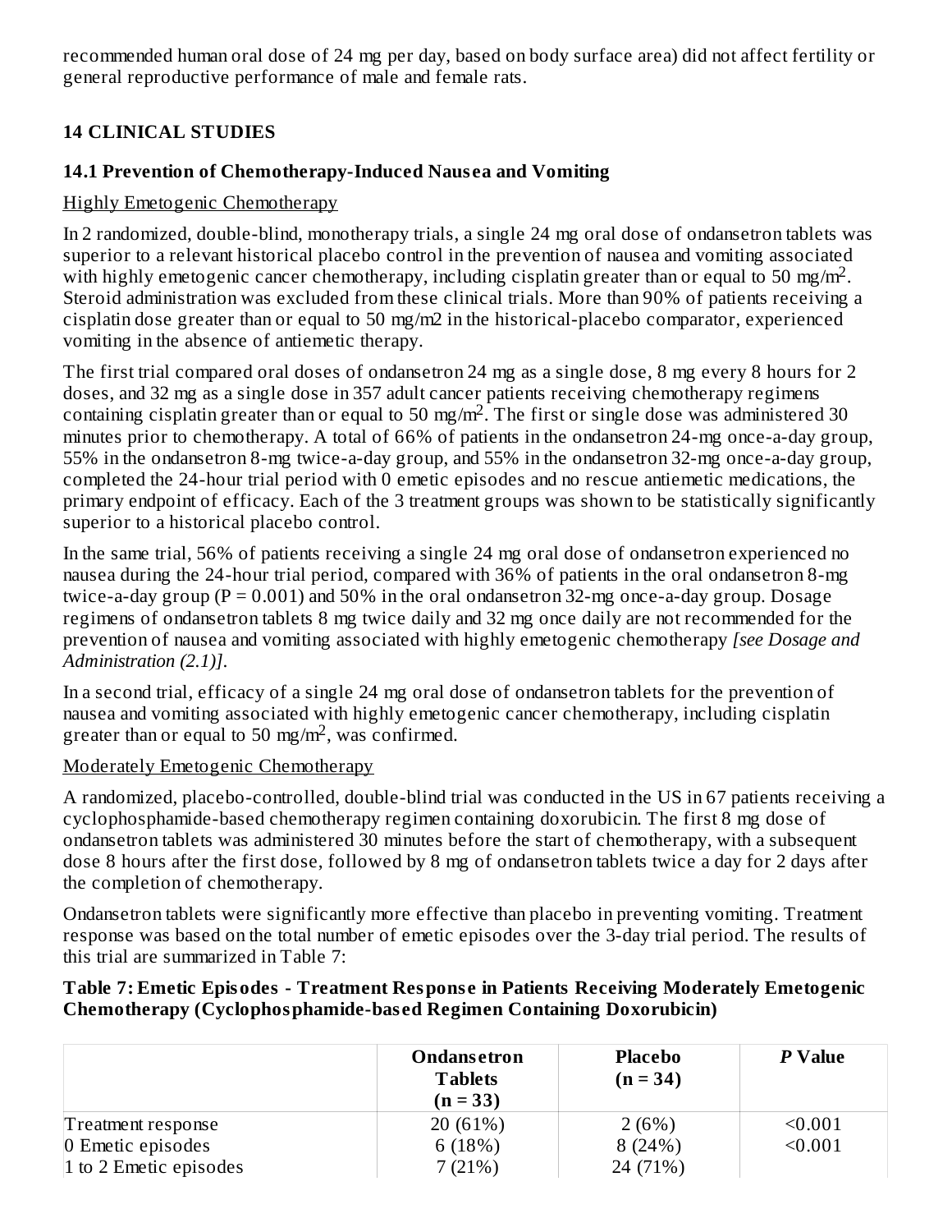recommended human oral dose of 24 mg per day, based on body surface area) did not affect fertility or general reproductive performance of male and female rats.

## 14 CLINICAL STUDIES

### 14.1 Prevention of Chemotherapy-Induced Nausea and Vomiting

Highly Emetogenic Chemotherapy

In 2 randomized, double-blind, monotherapy trials, a single 24 mg oral dose of ondansetron tablets was superior to a relevant historical placebo control in the prevention of nausea and vomiting associated with highly emetogenic cancer chemotherapy, including cisplatin greater than or equal to 50 mg/$m^2$. Steroid administration was excluded from these clinical trials. More than 90% of patients receiving a cisplatin dose greater than or equal to 50 mg/m2 in the historical-placebo comparator, experienced vomiting in the absence of antiemetic therapy.

The first trial compared oral doses of ondansetron 24 mg as a single dose, 8 mg every 8 hours for 2 doses, and 32 mg as a single dose in 357 adult cancer patients receiving chemotherapy regimens containing cisplatin greater than or equal to 50 mg/$m^2$. The first or single dose was administered 30 minutes prior to chemotherapy. A total of 66% of patients in the ondansetron 24-mg once-a-day group, 55% in the ondansetron 8-mg twice-a-day group, and 55% in the ondansetron 32-mg once-a-day group, completed the 24-hour trial period with 0 emetic episodes and no rescue antiemetic medications, the primary endpoint of efficacy. Each of the 3 treatment groups was shown to be statistically significantly superior to a historical placebo control.

In the same trial, 56% of patients receiving a single 24 mg oral dose of ondansetron experienced no nausea during the 24-hour trial period, compared with 36% of patients in the oral ondansetron 8-mg twice-a-day group ($P = 0.001$) and 50% in the oral ondansetron 32-mg once-a-day group. Dosage regimens of ondansetron tablets 8 mg twice daily and 32 mg once daily are not recommended for the prevention of nausea and vomiting associated with highly emetogenic chemotherapy *[see Dosage and Administration (2.1)]*.

In a second trial, efficacy of a single 24 mg oral dose of ondansetron tablets for the prevention of nausea and vomiting associated with highly emetogenic cancer chemotherapy, including cisplatin greater than or equal to 50 mg/$m^2$, was confirmed.

Moderately Emetogenic Chemotherapy

A randomized, placebo-controlled, double-blind trial was conducted in the US in 67 patients receiving a cyclophosphamide-based chemotherapy regimen containing doxorubicin. The first 8 mg dose of ondansetron tablets was administered 30 minutes before the start of chemotherapy, with a subsequent dose 8 hours after the first dose, followed by 8 mg of ondansetron tablets twice a day for 2 days after the completion of chemotherapy.

Ondansetron tablets were significantly more effective than placebo in preventing vomiting. Treatment response was based on the total number of emetic episodes over the 3-day trial period. The results of this trial are summarized in Table 7:

**Table 7: Emetic Episodes - Treatment Response in Patients Receiving Moderately Emetogenic Chemotherapy (Cyclophosphamide-based Regimen Containing Doxorubicin)**

| | Ondansetron Tablets (n = 33) | Placebo (n = 34) | *P* Value |
|---|---|---|---|
| Treatment response | | | |
| 0 Emetic episodes | 20 (61%) | 2 (6%) | <0.001 |
| 1 to 2 Emetic episodes | 6 (18%) | 8 (24%) | |
| | 7 (21%) | 24 (71%) | <0.001 |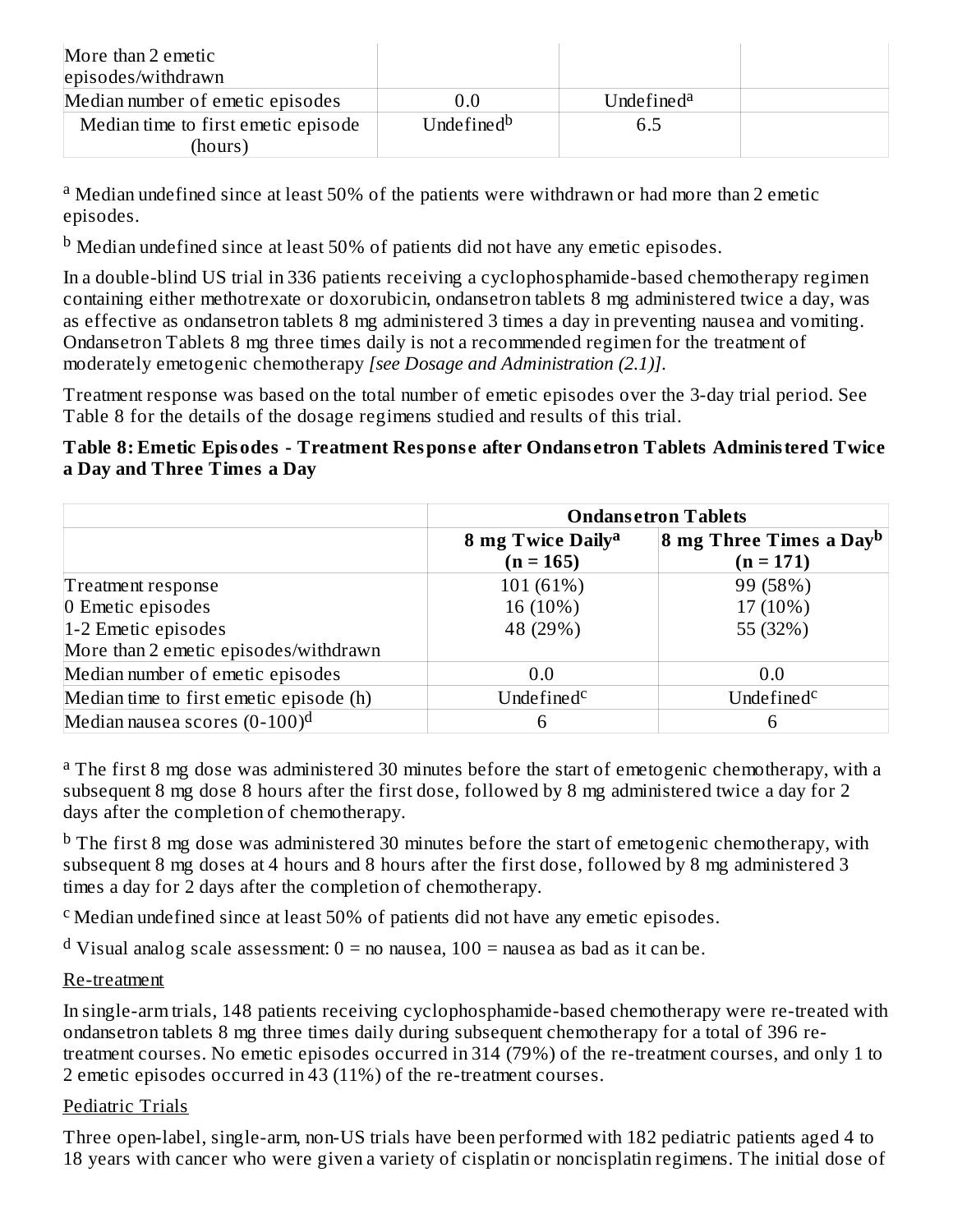| | | | |
|---|---|---|---|
| More than 2 emetic episodes/withdrawn | | | |
| Median number of emetic episodes | 0.0 | Undefined[a] | |
| Median time to first emetic episode (hours) | Undefined[b] | 6.5 | |

[a] Median undefined since at least 50% of the patients were withdrawn or had more than 2 emetic episodes.

[b] Median undefined since at least 50% of patients did not have any emetic episodes.

In a double-blind US trial in 336 patients receiving a cyclophosphamide-based chemotherapy regimen containing either methotrexate or doxorubicin, ondansetron tablets 8 mg administered twice a day, was as effective as ondansetron tablets 8 mg administered 3 times a day in preventing nausea and vomiting. Ondansetron Tablets 8 mg three times daily is not a recommended regimen for the treatment of moderately emetogenic chemotherapy *[see Dosage and Administration (2.1)]*.

Treatment response was based on the total number of emetic episodes over the 3-day trial period. See Table 8 for the details of the dosage regimens studied and results of this trial.

**Table 8: Emetic Episodes - Treatment Response after Ondansetron Tablets Administered Twice a Day and Three Times a Day**

| | **Ondansetron Tablets** | |
|---|---|---|
| | **8 mg Twice Daily[a] (n = 165)** | **8 mg Three Times a Day[b] (n = 171)** |
| Treatment response | | |
| 0 Emetic episodes | 101 (61%) | 99 (58%) |
| 1-2 Emetic episodes | 16 (10%) | 17 (10%) |
| More than 2 emetic episodes/withdrawn | 48 (29%) | 55 (32%) |
| Median number of emetic episodes | 0.0 | 0.0 |
| Median time to first emetic episode (h) | Undefined[c] | Undefined[c] |
| Median nausea scores (0-100)[d] | 6 | 6 |

[a] The first 8 mg dose was administered 30 minutes before the start of emetogenic chemotherapy, with a subsequent 8 mg dose 8 hours after the first dose, followed by 8 mg administered twice a day for 2 days after the completion of chemotherapy.

[b] The first 8 mg dose was administered 30 minutes before the start of emetogenic chemotherapy, with subsequent 8 mg doses at 4 hours and 8 hours after the first dose, followed by 8 mg administered 3 times a day for 2 days after the completion of chemotherapy.

[c] Median undefined since at least 50% of patients did not have any emetic episodes.

[d] Visual analog scale assessment: 0 = no nausea, 100 = nausea as bad as it can be.

Re-treatment

In single-arm trials, 148 patients receiving cyclophosphamide-based chemotherapy were re-treated with ondansetron tablets 8 mg three times daily during subsequent chemotherapy for a total of 396 re-treatment courses. No emetic episodes occurred in 314 (79%) of the re-treatment courses, and only 1 to 2 emetic episodes occurred in 43 (11%) of the re-treatment courses.

Pediatric Trials

Three open-label, single-arm, non-US trials have been performed with 182 pediatric patients aged 4 to 18 years with cancer who were given a variety of cisplatin or noncisplatin regimens. The initial dose of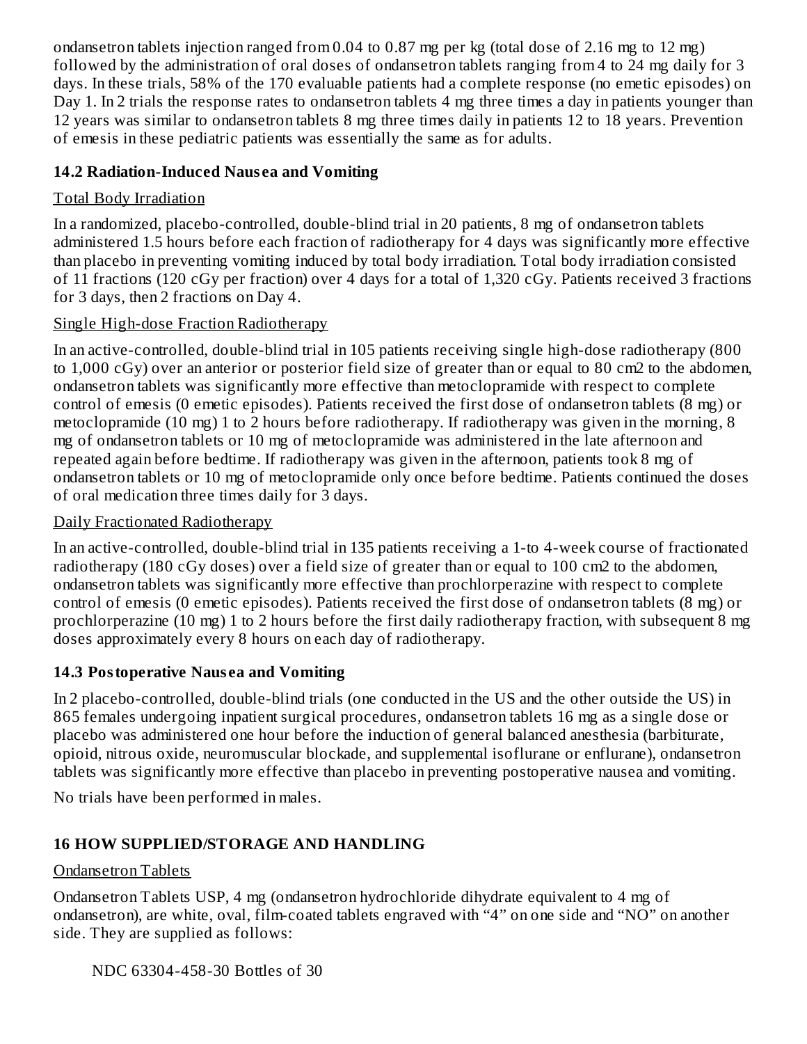ondansetron tablets injection ranged from 0.04 to 0.87 mg per kg (total dose of 2.16 mg to 12 mg) followed by the administration of oral doses of ondansetron tablets ranging from 4 to 24 mg daily for 3 days. In these trials, 58% of the 170 evaluable patients had a complete response (no emetic episodes) on Day 1. In 2 trials the response rates to ondansetron tablets 4 mg three times a day in patients younger than 12 years was similar to ondansetron tablets 8 mg three times daily in patients 12 to 18 years. Prevention of emesis in these pediatric patients was essentially the same as for adults.

### 14.2 Radiation-Induced Nausea and Vomiting

Total Body Irradiation

In a randomized, placebo-controlled, double-blind trial in 20 patients, 8 mg of ondansetron tablets administered 1.5 hours before each fraction of radiotherapy for 4 days was significantly more effective than placebo in preventing vomiting induced by total body irradiation. Total body irradiation consisted of 11 fractions (120 cGy per fraction) over 4 days for a total of 1,320 cGy. Patients received 3 fractions for 3 days, then 2 fractions on Day 4.

Single High-dose Fraction Radiotherapy

In an active-controlled, double-blind trial in 105 patients receiving single high-dose radiotherapy (800 to 1,000 cGy) over an anterior or posterior field size of greater than or equal to 80 cm2 to the abdomen, ondansetron tablets was significantly more effective than metoclopramide with respect to complete control of emesis (0 emetic episodes). Patients received the first dose of ondansetron tablets (8 mg) or metoclopramide (10 mg) 1 to 2 hours before radiotherapy. If radiotherapy was given in the morning, 8 mg of ondansetron tablets or 10 mg of metoclopramide was administered in the late afternoon and repeated again before bedtime. If radiotherapy was given in the afternoon, patients took 8 mg of ondansetron tablets or 10 mg of metoclopramide only once before bedtime. Patients continued the doses of oral medication three times daily for 3 days.

Daily Fractionated Radiotherapy

In an active-controlled, double-blind trial in 135 patients receiving a 1-to 4-week course of fractionated radiotherapy (180 cGy doses) over a field size of greater than or equal to 100 cm2 to the abdomen, ondansetron tablets was significantly more effective than prochlorperazine with respect to complete control of emesis (0 emetic episodes). Patients received the first dose of ondansetron tablets (8 mg) or prochlorperazine (10 mg) 1 to 2 hours before the first daily radiotherapy fraction, with subsequent 8 mg doses approximately every 8 hours on each day of radiotherapy.

### 14.3 Postoperative Nausea and Vomiting

In 2 placebo-controlled, double-blind trials (one conducted in the US and the other outside the US) in 865 females undergoing inpatient surgical procedures, ondansetron tablets 16 mg as a single dose or placebo was administered one hour before the induction of general balanced anesthesia (barbiturate, opioid, nitrous oxide, neuromuscular blockade, and supplemental isoflurane or enflurane), ondansetron tablets was significantly more effective than placebo in preventing postoperative nausea and vomiting.

No trials have been performed in males.

## 16 HOW SUPPLIED/STORAGE AND HANDLING

Ondansetron Tablets

Ondansetron Tablets USP, 4 mg (ondansetron hydrochloride dihydrate equivalent to 4 mg of ondansetron), are white, oval, film-coated tablets engraved with “4” on one side and “NO” on another side. They are supplied as follows:

NDC 63304-458-30 Bottles of 30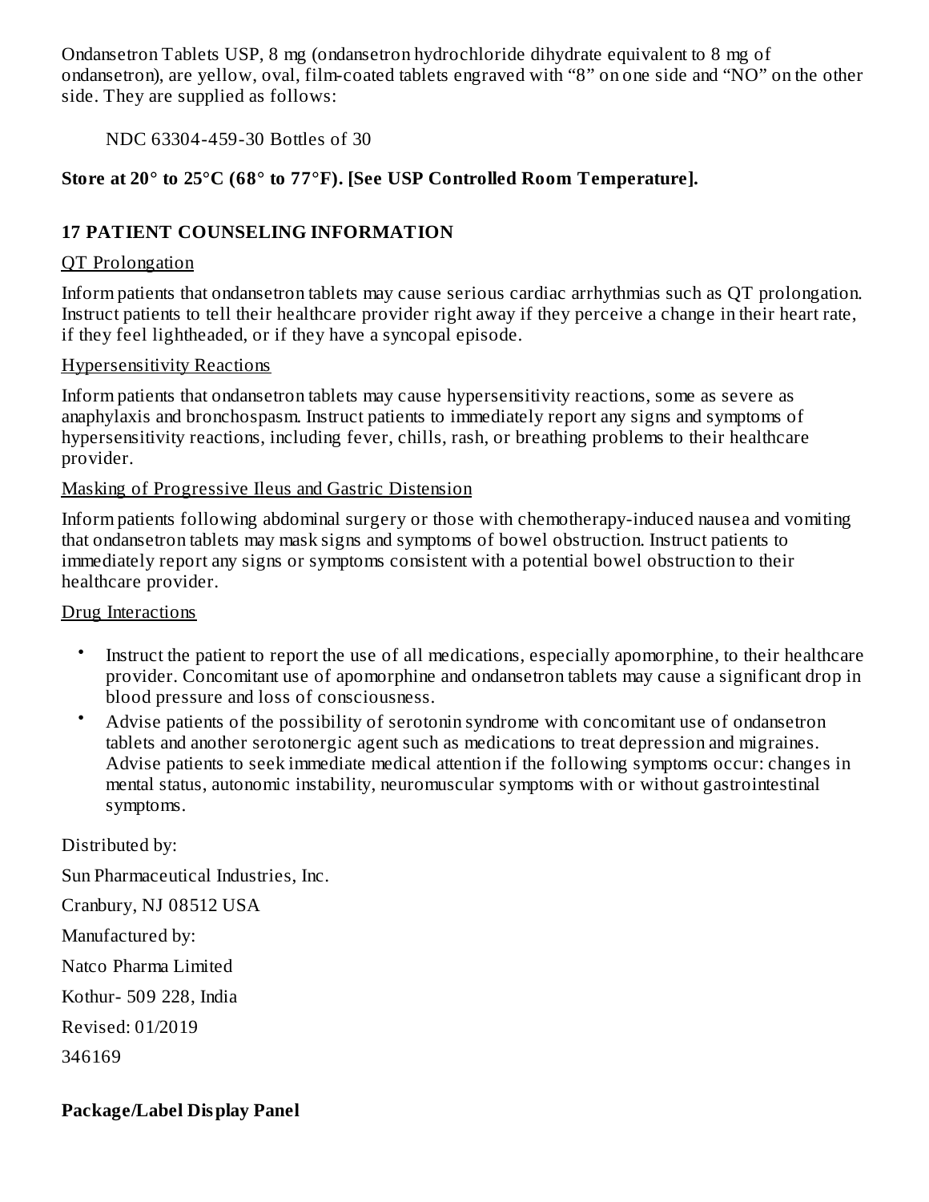Ondansetron Tablets USP, 8 mg (ondansetron hydrochloride dihydrate equivalent to 8 mg of ondansetron), are yellow, oval, film-coated tablets engraved with “8” on one side and “NO” on the other side. They are supplied as follows:

NDC 63304-459-30 Bottles of 30

**Store at 20° to 25°C (68° to 77°F). [See USP Controlled Room Temperature].**

## 17 PATIENT COUNSELING INFORMATION

QT Prolongation

Inform patients that ondansetron tablets may cause serious cardiac arrhythmias such as QT prolongation. Instruct patients to tell their healthcare provider right away if they perceive a change in their heart rate, if they feel lightheaded, or if they have a syncopal episode.

Hypersensitivity Reactions

Inform patients that ondansetron tablets may cause hypersensitivity reactions, some as severe as anaphylaxis and bronchospasm. Instruct patients to immediately report any signs and symptoms of hypersensitivity reactions, including fever, chills, rash, or breathing problems to their healthcare provider.

Masking of Progressive Ileus and Gastric Distension

Inform patients following abdominal surgery or those with chemotherapy-induced nausea and vomiting that ondansetron tablets may mask signs and symptoms of bowel obstruction. Instruct patients to immediately report any signs or symptoms consistent with a potential bowel obstruction to their healthcare provider.

Drug Interactions

- Instruct the patient to report the use of all medications, especially apomorphine, to their healthcare provider. Concomitant use of apomorphine and ondansetron tablets may cause a significant drop in blood pressure and loss of consciousness.
- Advise patients of the possibility of serotonin syndrome with concomitant use of ondansetron tablets and another serotonergic agent such as medications to treat depression and migraines. Advise patients to seek immediate medical attention if the following symptoms occur: changes in mental status, autonomic instability, neuromuscular symptoms with or without gastrointestinal symptoms.

Distributed by:

Sun Pharmaceutical Industries, Inc.

Cranbury, NJ 08512 USA

Manufactured by:

Natco Pharma Limited

Kothur- 509 228, India

Revised: 01/2019

346169

**Package/Label Display Panel**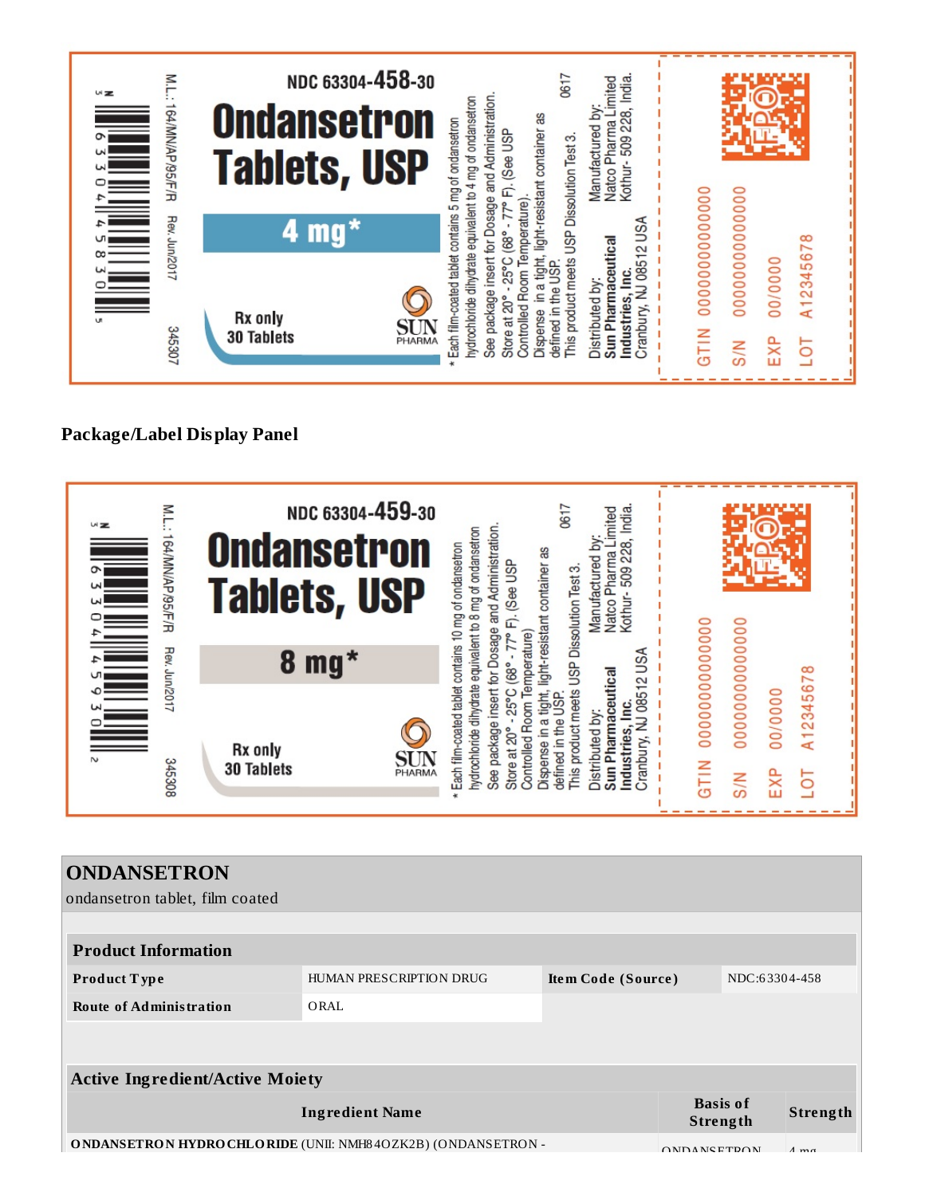NDC 63304-458-30

# Ondansetron Tablets, USP

4 mg*

Rx only
30 Tablets

SUN PHARMA

M.L.: 164/MN/AP/95/F/R Rev. Jun/2017 345307

* Each film-coated tablet contains 5 mg of ondansetron hydrochloride dihydrate equivalent to 4 mg of ondansetron. See package insert for Dosage and Administration. Store at 20° - 25°C (68° - 77° F). (See USP Controlled Room Temperature). Dispense in a tight, light-resistant container as defined in the USP. This product meets USP Dissolution Test 3. 0617

Distributed by: **Sun Pharmaceutical Industries, Inc.** Cranbury, NJ 08512 USA

Manufactured by: Natco Pharma Limited Kothur- 509 228, India.

GTIN 00000000000000
S/N 00000000000000
EXP 00/0000
LOT A12345678

## Package/Label Display Panel

NDC 63304-459-30

# Ondansetron Tablets, USP

8 mg*

Rx only
30 Tablets

SUN PHARMA

M.L.: 164/MN/AP/95/F/R Rev. Jun/2017 345308

* Each film-coated tablet contains 10 mg of ondansetron hydrochloride dihydrate equivalent to 8 mg of ondansetron. See package insert for Dosage and Administration. Store at 20° - 25°C (68° - 77° F). (See USP Controlled Room Temperature). Dispense in a tight, light-resistant container as defined in the USP. This product meets USP Dissolution Test 3. 0617

Distributed by: **Sun Pharmaceutical Industries, Inc.** Cranbury, NJ 08512 USA

Manufactured by: Natco Pharma Limited Kothur- 509 228, India.

GTIN 00000000000000
S/N 00000000000000
EXP 00/0000
LOT A12345678

## ONDANSETRON

ondansetron tablet, film coated

| Product Information | | | |
|---|---|---|---|
| **Product Type** | HUMAN PRESCRIPTION DRUG | **Item Code (Source)** | NDC:63304-458 |
| **Route of Administration** | ORAL | | |

| Active Ingredient/Active Moiety | | |
|---|---|---|
| **Ingredient Name** | **Basis of Strength** | **Strength** |
| **ONDANSETRON HYDROCHLORIDE** (UNII: NMH84OZK2B) (ONDANSETRON - | ONDANSETRON | 4 mg |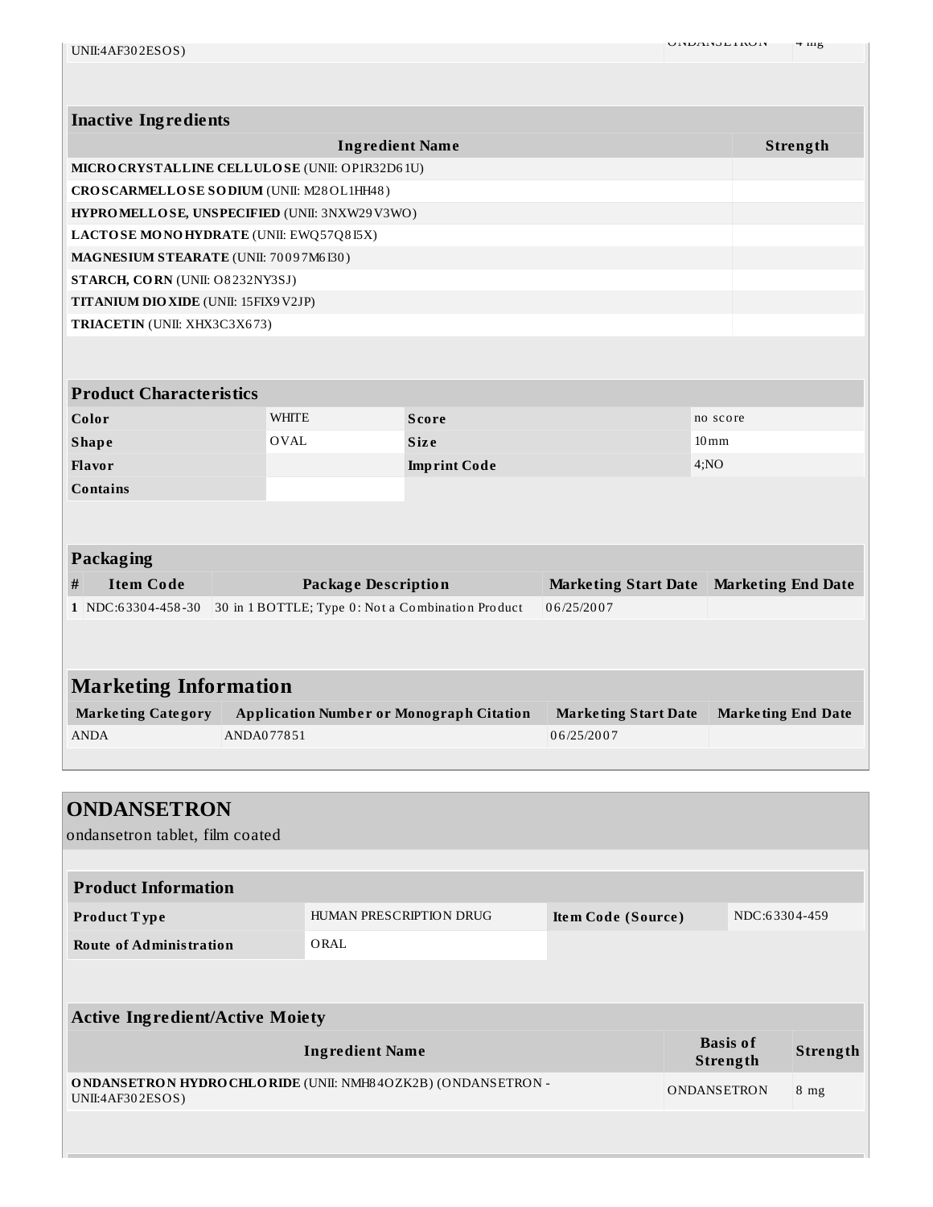| UNII:4AF302ESOS) | ONDANSETRON | 4 mg |
|---|---|---|

| Inactive Ingredients | |
|---|---|
| **Ingredient Name** | **Strength** |
| **MICROCRYSTALLINE CELLULOSE** (UNII: OP1R32D61U) | |
| **CROSCARMELLOSE SODIUM** (UNII: M28OL1HH48) | |
| **HYPROMELLOSE, UNSPECIFIED** (UNII: 3NXW29V3WO) | |
| **LACTOSE MONOHYDRATE** (UNII: EWQ57Q8I5X) | |
| **MAGNESIUM STEARATE** (UNII: 70097M6I30) | |
| **STARCH, CORN** (UNII: O8232NY3SJ) | |
| **TITANIUM DIOXIDE** (UNII: 15FIX9V2JP) | |
| **TRIACETIN** (UNII: XHX3C3X673) | |

| Product Characteristics | | | |
|---|---|---|---|
| **Color** | WHITE | **Score** | no score |
| **Shape** | OVAL | **Size** | 10mm |
| **Flavor** | | **Imprint Code** | 4;NO |
| **Contains** | | | |

| Packaging | | | | |
|---|---|---|---|---|
| **#** | **Item Code** | **Package Description** | **Marketing Start Date** | **Marketing End Date** |
| 1 | NDC:63304-458-30 | 30 in 1 BOTTLE; Type 0: Not a Combination Product | 06/25/2007 | |

| Marketing Information | | | |
|---|---|---|---|
| **Marketing Category** | **Application Number or Monograph Citation** | **Marketing Start Date** | **Marketing End Date** |
| ANDA | ANDA077851 | 06/25/2007 | |

## ONDANSETRON

ondansetron tablet, film coated

| Product Information | | | |
|---|---|---|---|
| **Product Type** | HUMAN PRESCRIPTION DRUG | **Item Code (Source)** | NDC:63304-459 |
| **Route of Administration** | ORAL | | |

| Active Ingredient/Active Moiety | | |
|---|---|---|
| **Ingredient Name** | **Basis of Strength** | **Strength** |
| **ONDANSETRON HYDROCHLORIDE** (UNII: NMH84OZK2B) (ONDANSETRON - UNII:4AF302ESOS) | ONDANSETRON | 8 mg |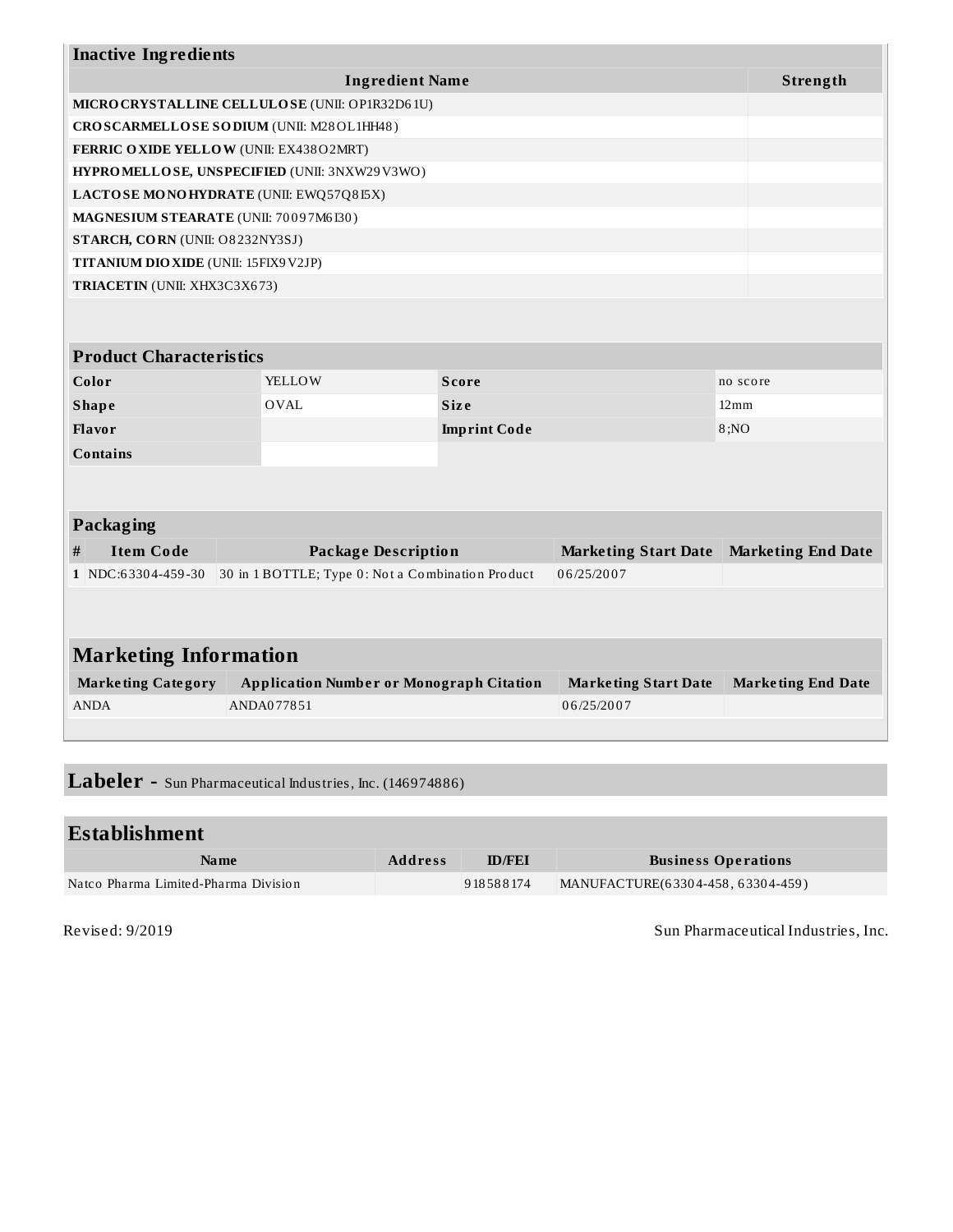| Inactive Ingredients | |
|---|---|
| **Ingredient Name** | **Strength** |
| **MICROCRYSTALLINE CELLULOSE** (UNII: OP1R32D61U) | |
| **CROSCARMELLOSE SODIUM** (UNII: M28OL1HH48) | |
| **FERRIC OXIDE YELLOW** (UNII: EX438O2MRT) | |
| **HYPROMELLOSE, UNSPECIFIED** (UNII: 3NXW29V3WO) | |
| **LACTOSE MONOHYDRATE** (UNII: EWQ57Q8I5X) | |
| **MAGNESIUM STEARATE** (UNII: 70097M6I30) | |
| **STARCH, CORN** (UNII: O8232NY3SJ) | |
| **TITANIUM DIOXIDE** (UNII: 15FIX9V2JP) | |
| **TRIACETIN** (UNII: XHX3C3X673) | |

| Product Characteristics | | | |
|---|---|---|---|
| **Color** | YELLOW | **Score** | no score |
| **Shape** | OVAL | **Size** | 12mm |
| **Flavor** | | **Imprint Code** | 8;NO |
| **Contains** | | | |

| Packaging | | | | |
|---|---|---|---|---|
| **#** | **Item Code** | **Package Description** | **Marketing Start Date** | **Marketing End Date** |
| 1 | NDC:63304-459-30 | 30 in 1 BOTTLE; Type 0: Not a Combination Product | 06/25/2007 | |

## Marketing Information

| Marketing Category | Application Number or Monograph Citation | Marketing Start Date | Marketing End Date |
|---|---|---|---|
| ANDA | ANDA077851 | 06/25/2007 | |

## Labeler - Sun Pharmaceutical Industries, Inc. (146974886)

## Establishment

| Name | Address | ID/FEI | Business Operations |
|---|---|---|---|
| Natco Pharma Limited-Pharma Division | | 918588174 | MANUFACTURE(63304-458, 63304-459) |

Revised: 9/2019

Sun Pharmaceutical Industries, Inc.